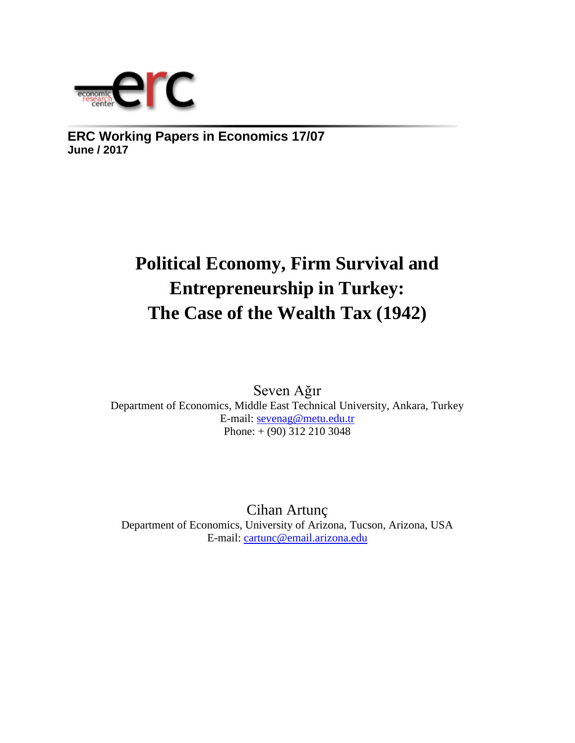**ERC Working Papers in Economics 17/07**
**June / 2017**

# Political Economy, Firm Survival and Entrepreneurship in Turkey: The Case of the Wealth Tax (1942)

Seven Ağır
Department of Economics, Middle East Technical University, Ankara, Turkey
E-mail: sevenag@metu.edu.tr
Phone: + (90) 312 210 3048

Cihan Artunç
Department of Economics, University of Arizona, Tucson, Arizona, USA
E-mail: cartunc@email.arizona.edu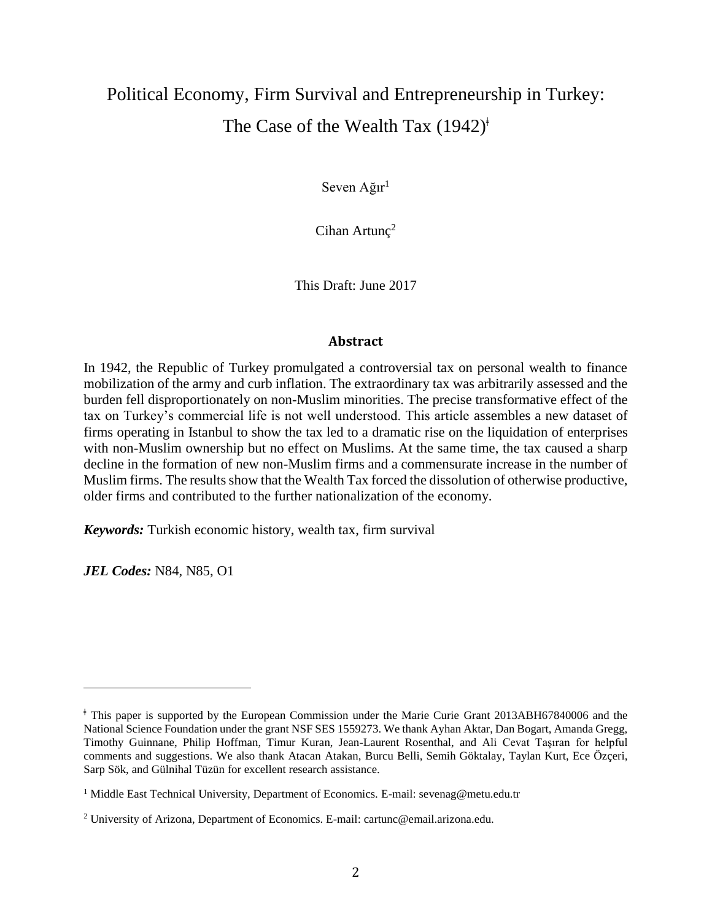# Political Economy, Firm Survival and Entrepreneurship in Turkey: The Case of the Wealth Tax (1942)[ǂ]

Seven Ağır[1]

Cihan Artunç[2]

This Draft: June 2017

## Abstract

In 1942, the Republic of Turkey promulgated a controversial tax on personal wealth to finance mobilization of the army and curb inflation. The extraordinary tax was arbitrarily assessed and the burden fell disproportionately on non-Muslim minorities. The precise transformative effect of the tax on Turkey's commercial life is not well understood. This article assembles a new dataset of firms operating in Istanbul to show the tax led to a dramatic rise on the liquidation of enterprises with non-Muslim ownership but no effect on Muslims. At the same time, the tax caused a sharp decline in the formation of new non-Muslim firms and a commensurate increase in the number of Muslim firms. The results show that the Wealth Tax forced the dissolution of otherwise productive, older firms and contributed to the further nationalization of the economy.

***Keywords:*** Turkish economic history, wealth tax, firm survival

***JEL Codes:*** N84, N85, O1

---

ǂ This paper is supported by the European Commission under the Marie Curie Grant 2013ABH67840006 and the National Science Foundation under the grant NSF SES 1559273. We thank Ayhan Aktar, Dan Bogart, Amanda Gregg, Timothy Guinnane, Philip Hoffman, Timur Kuran, Jean-Laurent Rosenthal, and Ali Cevat Taşıran for helpful comments and suggestions. We also thank Atacan Atakan, Burcu Belli, Semih Göktalay, Taylan Kurt, Ece Özçeri, Sarp Sök, and Gülnihal Tüzün for excellent research assistance.

[1] Middle East Technical University, Department of Economics. E-mail: sevenag@metu.edu.tr

[2] University of Arizona, Department of Economics. E-mail: cartunc@email.arizona.edu.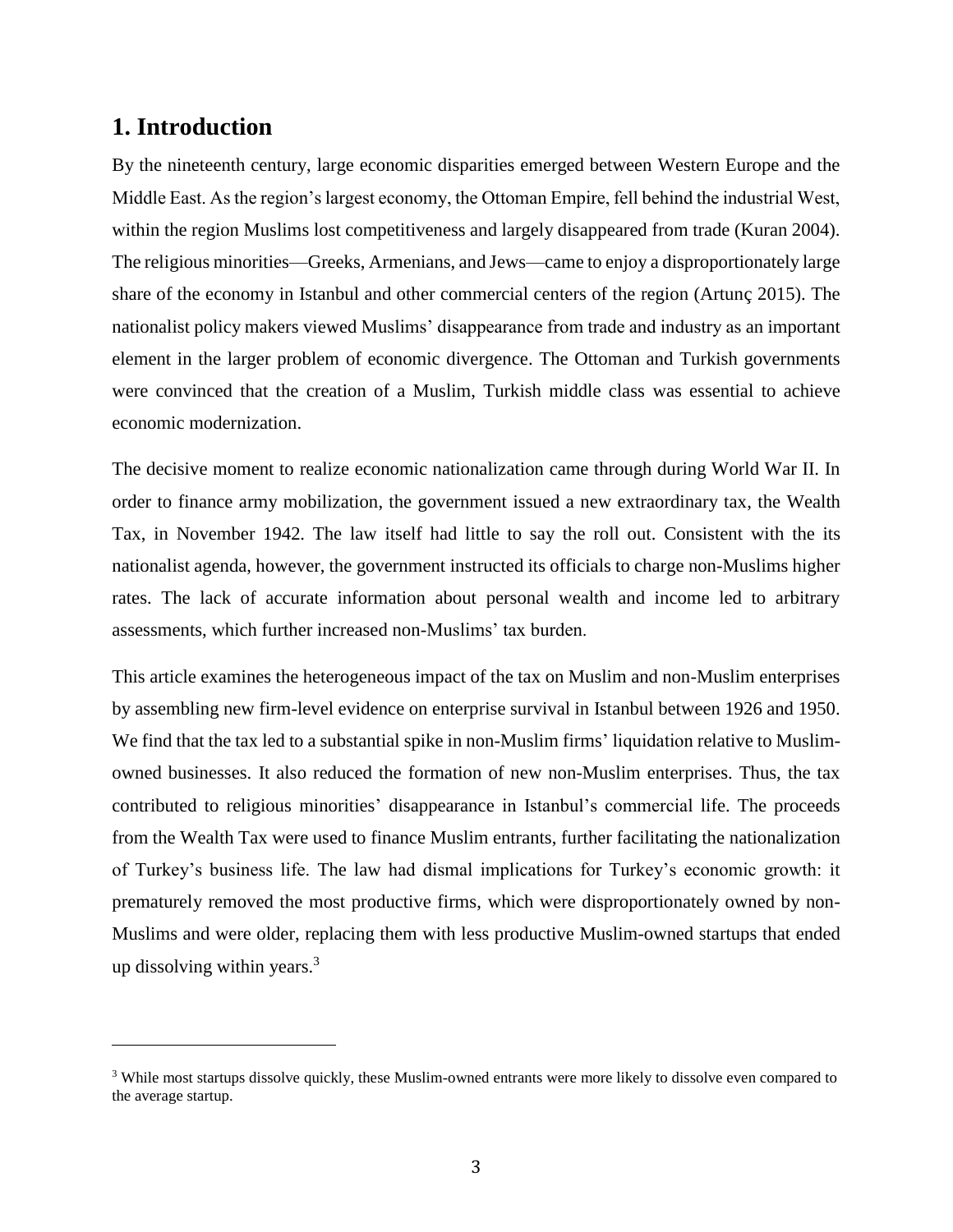## 1. Introduction

By the nineteenth century, large economic disparities emerged between Western Europe and the Middle East. As the region's largest economy, the Ottoman Empire, fell behind the industrial West, within the region Muslims lost competitiveness and largely disappeared from trade (Kuran 2004). The religious minorities—Greeks, Armenians, and Jews—came to enjoy a disproportionately large share of the economy in Istanbul and other commercial centers of the region (Artunç 2015). The nationalist policy makers viewed Muslims' disappearance from trade and industry as an important element in the larger problem of economic divergence. The Ottoman and Turkish governments were convinced that the creation of a Muslim, Turkish middle class was essential to achieve economic modernization.

The decisive moment to realize economic nationalization came through during World War II. In order to finance army mobilization, the government issued a new extraordinary tax, the Wealth Tax, in November 1942. The law itself had little to say the roll out. Consistent with the its nationalist agenda, however, the government instructed its officials to charge non-Muslims higher rates. The lack of accurate information about personal wealth and income led to arbitrary assessments, which further increased non-Muslims' tax burden.

This article examines the heterogeneous impact of the tax on Muslim and non-Muslim enterprises by assembling new firm-level evidence on enterprise survival in Istanbul between 1926 and 1950. We find that the tax led to a substantial spike in non-Muslim firms' liquidation relative to Muslim-owned businesses. It also reduced the formation of new non-Muslim enterprises. Thus, the tax contributed to religious minorities' disappearance in Istanbul's commercial life. The proceeds from the Wealth Tax were used to finance Muslim entrants, further facilitating the nationalization of Turkey's business life. The law had dismal implications for Turkey's economic growth: it prematurely removed the most productive firms, which were disproportionately owned by non-Muslims and were older, replacing them with less productive Muslim-owned startups that ended up dissolving within years.[3]

---

[3] While most startups dissolve quickly, these Muslim-owned entrants were more likely to dissolve even compared to the average startup.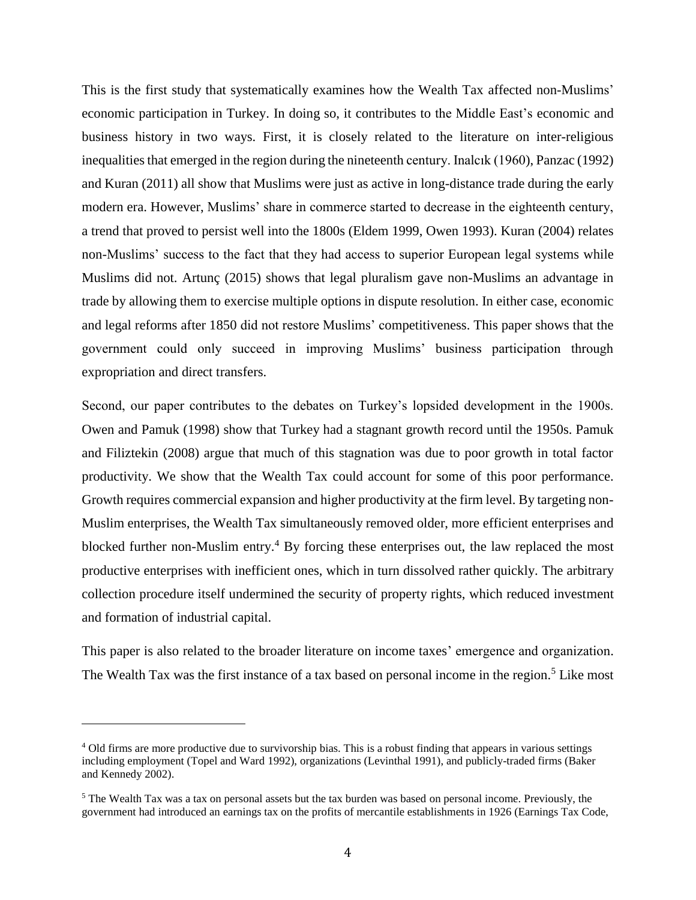This is the first study that systematically examines how the Wealth Tax affected non-Muslims' economic participation in Turkey. In doing so, it contributes to the Middle East's economic and business history in two ways. First, it is closely related to the literature on inter-religious inequalities that emerged in the region during the nineteenth century. Inalcık (1960), Panzac (1992) and Kuran (2011) all show that Muslims were just as active in long-distance trade during the early modern era. However, Muslims' share in commerce started to decrease in the eighteenth century, a trend that proved to persist well into the 1800s (Eldem 1999, Owen 1993). Kuran (2004) relates non-Muslims' success to the fact that they had access to superior European legal systems while Muslims did not. Artunç (2015) shows that legal pluralism gave non-Muslims an advantage in trade by allowing them to exercise multiple options in dispute resolution. In either case, economic and legal reforms after 1850 did not restore Muslims' competitiveness. This paper shows that the government could only succeed in improving Muslims' business participation through expropriation and direct transfers.

Second, our paper contributes to the debates on Turkey's lopsided development in the 1900s. Owen and Pamuk (1998) show that Turkey had a stagnant growth record until the 1950s. Pamuk and Filiztekin (2008) argue that much of this stagnation was due to poor growth in total factor productivity. We show that the Wealth Tax could account for some of this poor performance. Growth requires commercial expansion and higher productivity at the firm level. By targeting non-Muslim enterprises, the Wealth Tax simultaneously removed older, more efficient enterprises and blocked further non-Muslim entry.[4] By forcing these enterprises out, the law replaced the most productive enterprises with inefficient ones, which in turn dissolved rather quickly. The arbitrary collection procedure itself undermined the security of property rights, which reduced investment and formation of industrial capital.

This paper is also related to the broader literature on income taxes' emergence and organization. The Wealth Tax was the first instance of a tax based on personal income in the region.[5] Like most

---

[4] Old firms are more productive due to survivorship bias. This is a robust finding that appears in various settings including employment (Topel and Ward 1992), organizations (Levinthal 1991), and publicly-traded firms (Baker and Kennedy 2002).

[5] The Wealth Tax was a tax on personal assets but the tax burden was based on personal income. Previously, the government had introduced an earnings tax on the profits of mercantile establishments in 1926 (Earnings Tax Code,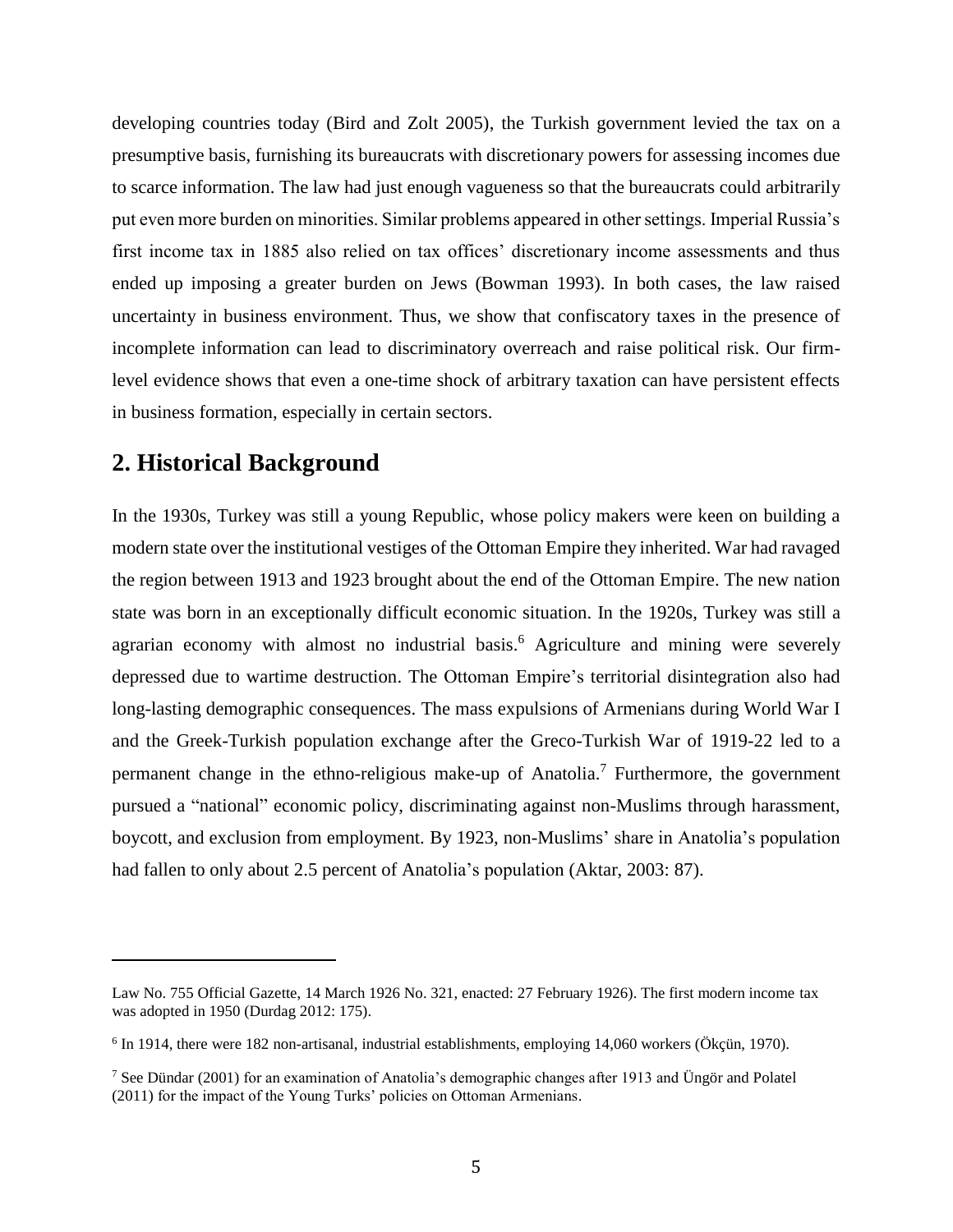developing countries today (Bird and Zolt 2005), the Turkish government levied the tax on a presumptive basis, furnishing its bureaucrats with discretionary powers for assessing incomes due to scarce information. The law had just enough vagueness so that the bureaucrats could arbitrarily put even more burden on minorities. Similar problems appeared in other settings. Imperial Russia's first income tax in 1885 also relied on tax offices' discretionary income assessments and thus ended up imposing a greater burden on Jews (Bowman 1993). In both cases, the law raised uncertainty in business environment. Thus, we show that confiscatory taxes in the presence of incomplete information can lead to discriminatory overreach and raise political risk. Our firm-level evidence shows that even a one-time shock of arbitrary taxation can have persistent effects in business formation, especially in certain sectors.

## 2. Historical Background

In the 1930s, Turkey was still a young Republic, whose policy makers were keen on building a modern state over the institutional vestiges of the Ottoman Empire they inherited. War had ravaged the region between 1913 and 1923 brought about the end of the Ottoman Empire. The new nation state was born in an exceptionally difficult economic situation. In the 1920s, Turkey was still a agrarian economy with almost no industrial basis.[6] Agriculture and mining were severely depressed due to wartime destruction. The Ottoman Empire's territorial disintegration also had long-lasting demographic consequences. The mass expulsions of Armenians during World War I and the Greek-Turkish population exchange after the Greco-Turkish War of 1919-22 led to a permanent change in the ethno-religious make-up of Anatolia.[7] Furthermore, the government pursued a "national" economic policy, discriminating against non-Muslims through harassment, boycott, and exclusion from employment. By 1923, non-Muslims' share in Anatolia's population had fallen to only about 2.5 percent of Anatolia's population (Aktar, 2003: 87).

---

Law No. 755 Official Gazette, 14 March 1926 No. 321, enacted: 27 February 1926). The first modern income tax was adopted in 1950 (Durdag 2012: 175).

[6] In 1914, there were 182 non-artisanal, industrial establishments, employing 14,060 workers (Ökçün, 1970).

[7] See Dündar (2001) for an examination of Anatolia's demographic changes after 1913 and Üngör and Polatel (2011) for the impact of the Young Turks' policies on Ottoman Armenians.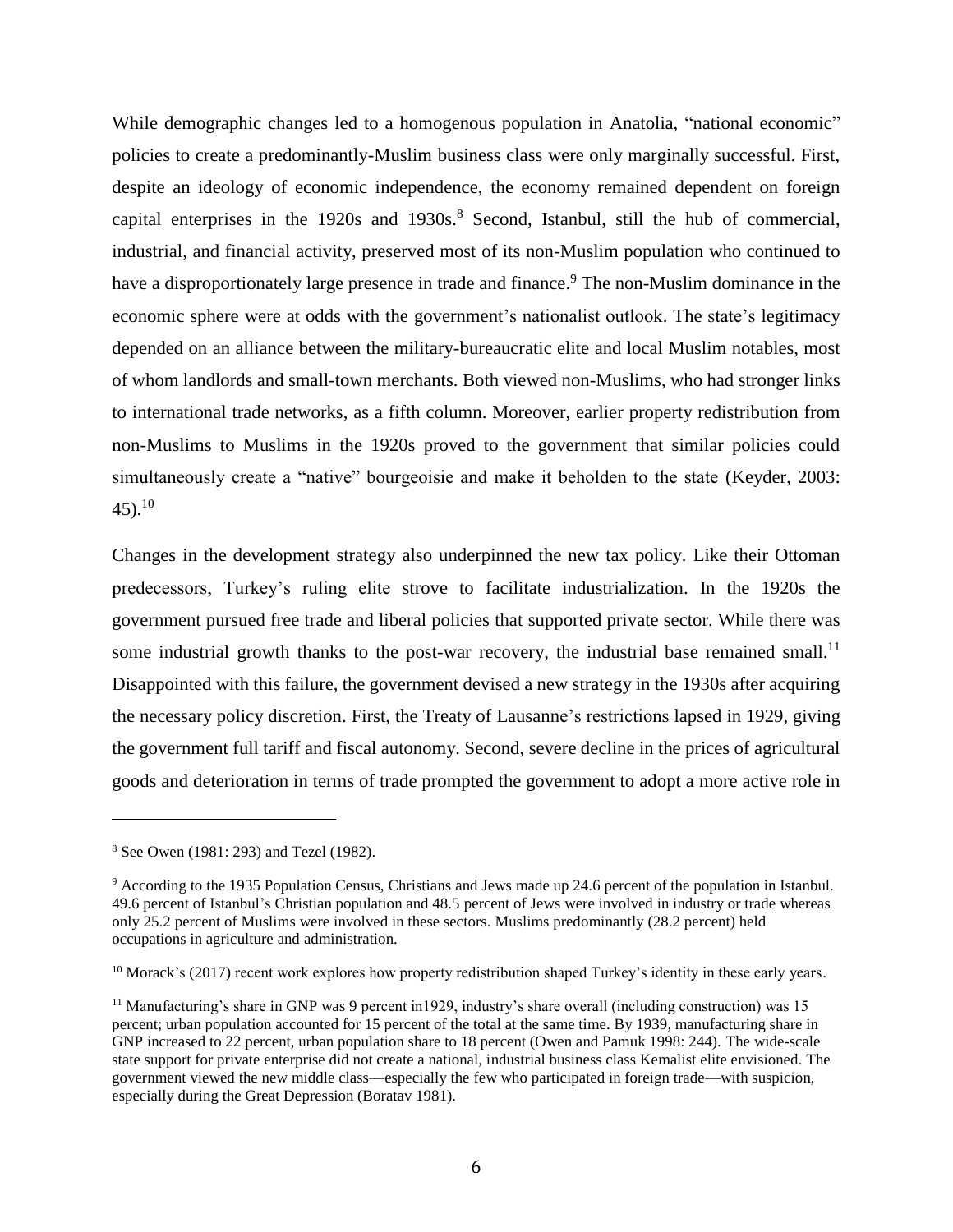While demographic changes led to a homogenous population in Anatolia, "national economic" policies to create a predominantly-Muslim business class were only marginally successful. First, despite an ideology of economic independence, the economy remained dependent on foreign capital enterprises in the 1920s and 1930s.[8] Second, Istanbul, still the hub of commercial, industrial, and financial activity, preserved most of its non-Muslim population who continued to have a disproportionately large presence in trade and finance.[9] The non-Muslim dominance in the economic sphere were at odds with the government's nationalist outlook. The state's legitimacy depended on an alliance between the military-bureaucratic elite and local Muslim notables, most of whom landlords and small-town merchants. Both viewed non-Muslims, who had stronger links to international trade networks, as a fifth column. Moreover, earlier property redistribution from non-Muslims to Muslims in the 1920s proved to the government that similar policies could simultaneously create a "native" bourgeoisie and make it beholden to the state (Keyder, 2003: 45).[10]

Changes in the development strategy also underpinned the new tax policy. Like their Ottoman predecessors, Turkey's ruling elite strove to facilitate industrialization. In the 1920s the government pursued free trade and liberal policies that supported private sector. While there was some industrial growth thanks to the post-war recovery, the industrial base remained small.[11] Disappointed with this failure, the government devised a new strategy in the 1930s after acquiring the necessary policy discretion. First, the Treaty of Lausanne's restrictions lapsed in 1929, giving the government full tariff and fiscal autonomy. Second, severe decline in the prices of agricultural goods and deterioration in terms of trade prompted the government to adopt a more active role in

---

[8] See Owen (1981: 293) and Tezel (1982).

[9] According to the 1935 Population Census, Christians and Jews made up 24.6 percent of the population in Istanbul. 49.6 percent of Istanbul's Christian population and 48.5 percent of Jews were involved in industry or trade whereas only 25.2 percent of Muslims were involved in these sectors. Muslims predominantly (28.2 percent) held occupations in agriculture and administration.

[10] Morack's (2017) recent work explores how property redistribution shaped Turkey's identity in these early years.

[11] Manufacturing's share in GNP was 9 percent in1929, industry's share overall (including construction) was 15 percent; urban population accounted for 15 percent of the total at the same time. By 1939, manufacturing share in GNP increased to 22 percent, urban population share to 18 percent (Owen and Pamuk 1998: 244). The wide-scale state support for private enterprise did not create a national, industrial business class Kemalist elite envisioned. The government viewed the new middle class—especially the few who participated in foreign trade—with suspicion, especially during the Great Depression (Boratav 1981).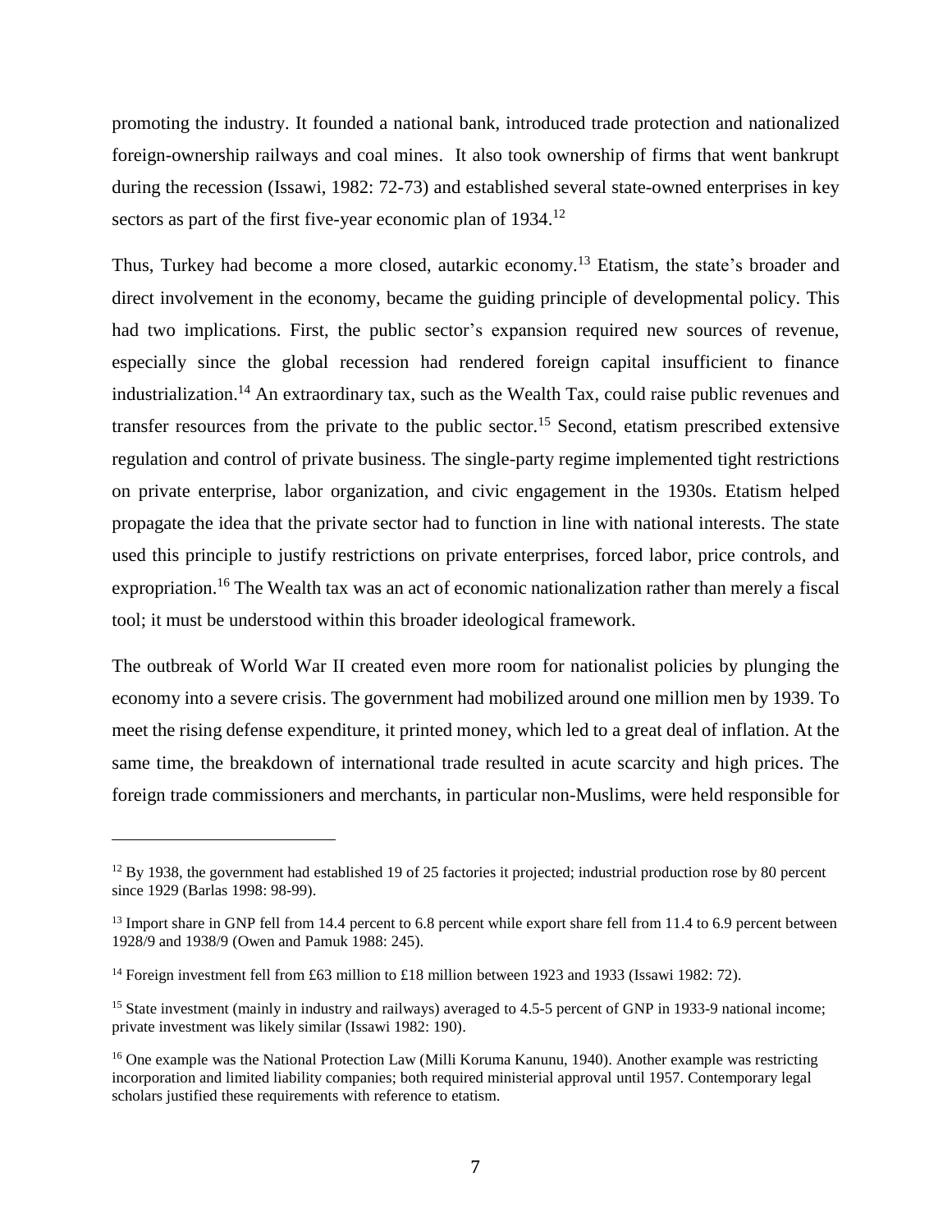promoting the industry. It founded a national bank, introduced trade protection and nationalized foreign-ownership railways and coal mines. It also took ownership of firms that went bankrupt during the recession (Issawi, 1982: 72-73) and established several state-owned enterprises in key sectors as part of the first five-year economic plan of 1934.[12]

Thus, Turkey had become a more closed, autarkic economy.[13] Etatism, the state's broader and direct involvement in the economy, became the guiding principle of developmental policy. This had two implications. First, the public sector's expansion required new sources of revenue, especially since the global recession had rendered foreign capital insufficient to finance industrialization.[14] An extraordinary tax, such as the Wealth Tax, could raise public revenues and transfer resources from the private to the public sector.[15] Second, etatism prescribed extensive regulation and control of private business. The single-party regime implemented tight restrictions on private enterprise, labor organization, and civic engagement in the 1930s. Etatism helped propagate the idea that the private sector had to function in line with national interests. The state used this principle to justify restrictions on private enterprises, forced labor, price controls, and expropriation.[16] The Wealth tax was an act of economic nationalization rather than merely a fiscal tool; it must be understood within this broader ideological framework.

The outbreak of World War II created even more room for nationalist policies by plunging the economy into a severe crisis. The government had mobilized around one million men by 1939. To meet the rising defense expenditure, it printed money, which led to a great deal of inflation. At the same time, the breakdown of international trade resulted in acute scarcity and high prices. The foreign trade commissioners and merchants, in particular non-Muslims, were held responsible for

---

[12] By 1938, the government had established 19 of 25 factories it projected; industrial production rose by 80 percent since 1929 (Barlas 1998: 98-99).

[13] Import share in GNP fell from 14.4 percent to 6.8 percent while export share fell from 11.4 to 6.9 percent between 1928/9 and 1938/9 (Owen and Pamuk 1988: 245).

[14] Foreign investment fell from £63 million to £18 million between 1923 and 1933 (Issawi 1982: 72).

[15] State investment (mainly in industry and railways) averaged to 4.5-5 percent of GNP in 1933-9 national income; private investment was likely similar (Issawi 1982: 190).

[16] One example was the National Protection Law (Milli Koruma Kanunu, 1940). Another example was restricting incorporation and limited liability companies; both required ministerial approval until 1957. Contemporary legal scholars justified these requirements with reference to etatism.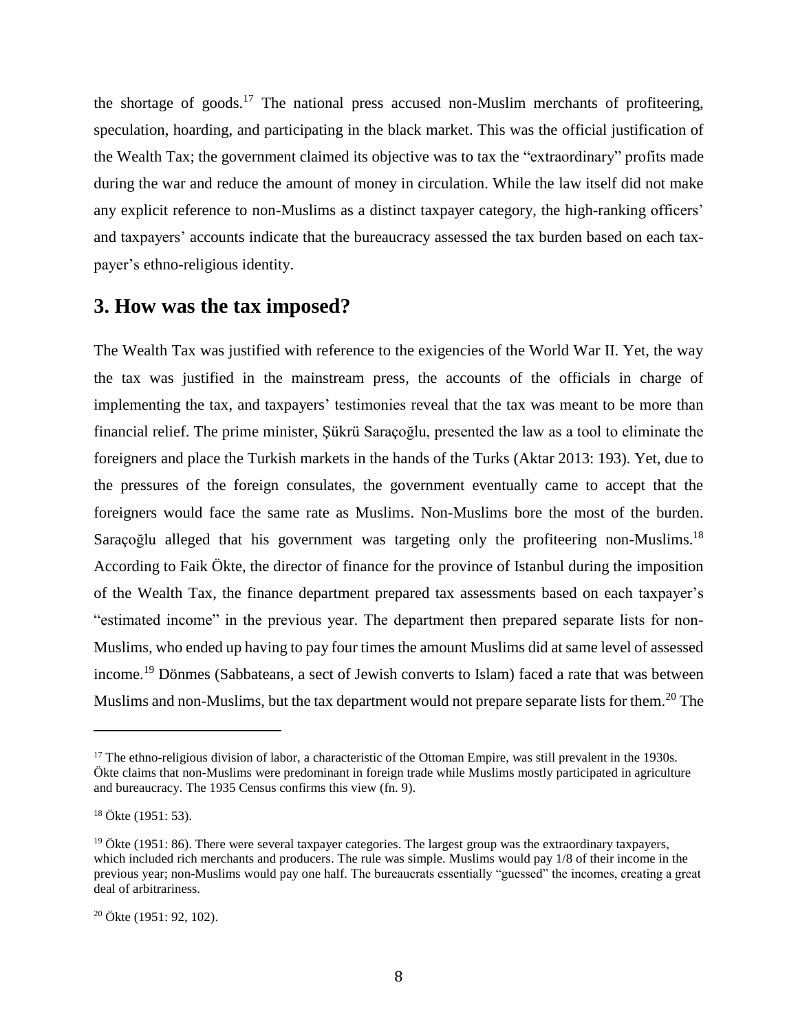the shortage of goods.[17] The national press accused non-Muslim merchants of profiteering, speculation, hoarding, and participating in the black market. This was the official justification of the Wealth Tax; the government claimed its objective was to tax the "extraordinary" profits made during the war and reduce the amount of money in circulation. While the law itself did not make any explicit reference to non-Muslims as a distinct taxpayer category, the high-ranking officers' and taxpayers' accounts indicate that the bureaucracy assessed the tax burden based on each tax-payer's ethno-religious identity.

## 3. How was the tax imposed?

The Wealth Tax was justified with reference to the exigencies of the World War II. Yet, the way the tax was justified in the mainstream press, the accounts of the officials in charge of implementing the tax, and taxpayers' testimonies reveal that the tax was meant to be more than financial relief. The prime minister, Şükrü Saraçoğlu, presented the law as a tool to eliminate the foreigners and place the Turkish markets in the hands of the Turks (Aktar 2013: 193). Yet, due to the pressures of the foreign consulates, the government eventually came to accept that the foreigners would face the same rate as Muslims. Non-Muslims bore the most of the burden. Saraçoğlu alleged that his government was targeting only the profiteering non-Muslims.[18] According to Faik Ökte, the director of finance for the province of Istanbul during the imposition of the Wealth Tax, the finance department prepared tax assessments based on each taxpayer's "estimated income" in the previous year. The department then prepared separate lists for non-Muslims, who ended up having to pay four times the amount Muslims did at same level of assessed income.[19] Dönmes (Sabbateans, a sect of Jewish converts to Islam) faced a rate that was between Muslims and non-Muslims, but the tax department would not prepare separate lists for them.[20] The

---

[17] The ethno-religious division of labor, a characteristic of the Ottoman Empire, was still prevalent in the 1930s. Ökte claims that non-Muslims were predominant in foreign trade while Muslims mostly participated in agriculture and bureaucracy. The 1935 Census confirms this view (fn. 9).

[18] Ökte (1951: 53).

[19] Ökte (1951: 86). There were several taxpayer categories. The largest group was the extraordinary taxpayers, which included rich merchants and producers. The rule was simple. Muslims would pay 1/8 of their income in the previous year; non-Muslims would pay one half. The bureaucrats essentially "guessed" the incomes, creating a great deal of arbitrariness.

[20] Ökte (1951: 92, 102).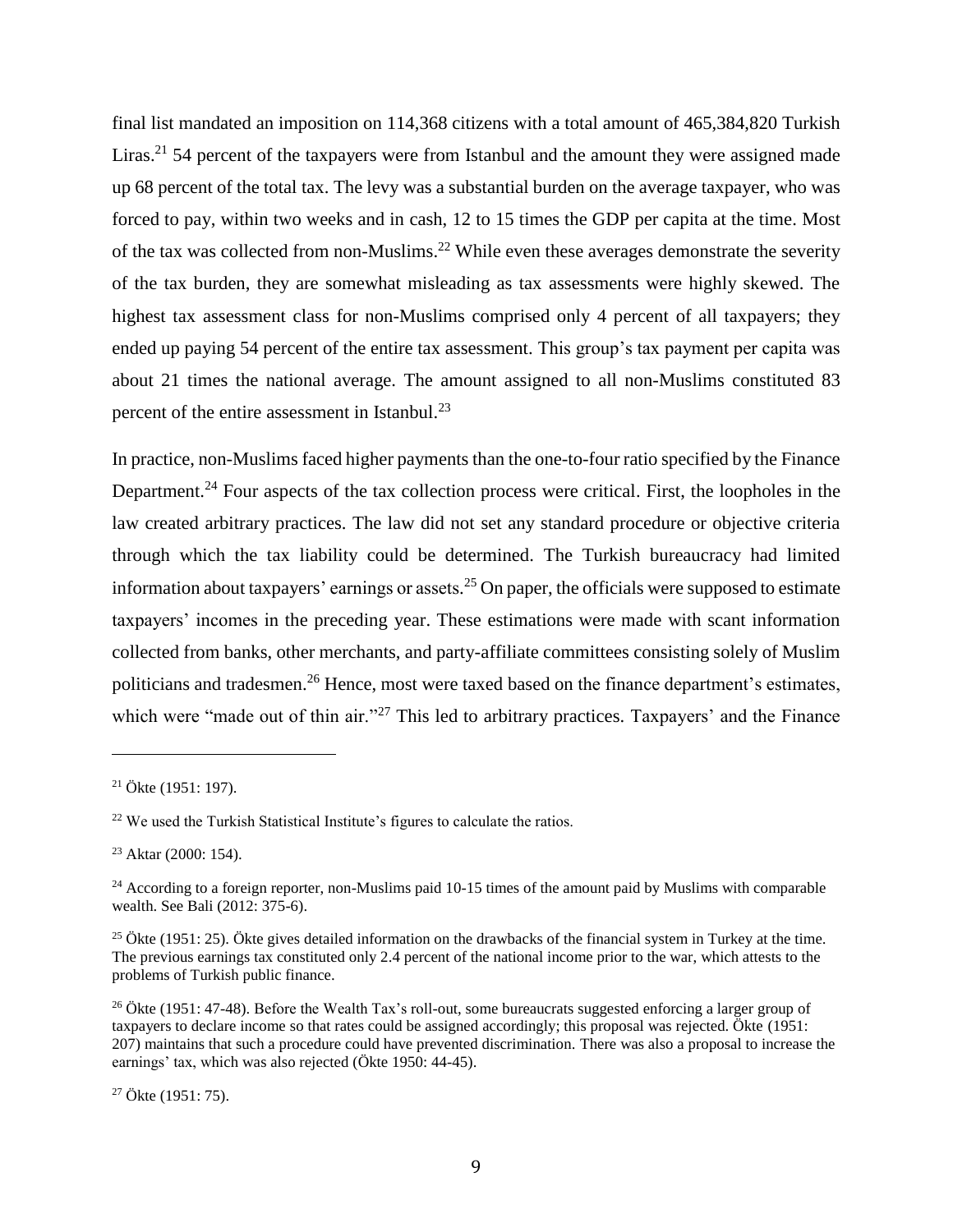final list mandated an imposition on 114,368 citizens with a total amount of 465,384,820 Turkish Liras.[21] 54 percent of the taxpayers were from Istanbul and the amount they were assigned made up 68 percent of the total tax. The levy was a substantial burden on the average taxpayer, who was forced to pay, within two weeks and in cash, 12 to 15 times the GDP per capita at the time. Most of the tax was collected from non-Muslims.[22] While even these averages demonstrate the severity of the tax burden, they are somewhat misleading as tax assessments were highly skewed. The highest tax assessment class for non-Muslims comprised only 4 percent of all taxpayers; they ended up paying 54 percent of the entire tax assessment. This group's tax payment per capita was about 21 times the national average. The amount assigned to all non-Muslims constituted 83 percent of the entire assessment in Istanbul.[23]

In practice, non-Muslims faced higher payments than the one-to-four ratio specified by the Finance Department.[24] Four aspects of the tax collection process were critical. First, the loopholes in the law created arbitrary practices. The law did not set any standard procedure or objective criteria through which the tax liability could be determined. The Turkish bureaucracy had limited information about taxpayers' earnings or assets.[25] On paper, the officials were supposed to estimate taxpayers' incomes in the preceding year. These estimations were made with scant information collected from banks, other merchants, and party-affiliate committees consisting solely of Muslim politicians and tradesmen.[26] Hence, most were taxed based on the finance department's estimates, which were "made out of thin air."[27] This led to arbitrary practices. Taxpayers' and the Finance

---

[21] Ökte (1951: 197).

[22] We used the Turkish Statistical Institute's figures to calculate the ratios.

[23] Aktar (2000: 154).

[24] According to a foreign reporter, non-Muslims paid 10-15 times of the amount paid by Muslims with comparable wealth. See Bali (2012: 375-6).

[25] Ökte (1951: 25). Ökte gives detailed information on the drawbacks of the financial system in Turkey at the time. The previous earnings tax constituted only 2.4 percent of the national income prior to the war, which attests to the problems of Turkish public finance.

[26] Ökte (1951: 47-48). Before the Wealth Tax's roll-out, some bureaucrats suggested enforcing a larger group of taxpayers to declare income so that rates could be assigned accordingly; this proposal was rejected. Ökte (1951: 207) maintains that such a procedure could have prevented discrimination. There was also a proposal to increase the earnings' tax, which was also rejected (Ökte 1950: 44-45).

[27] Ökte (1951: 75).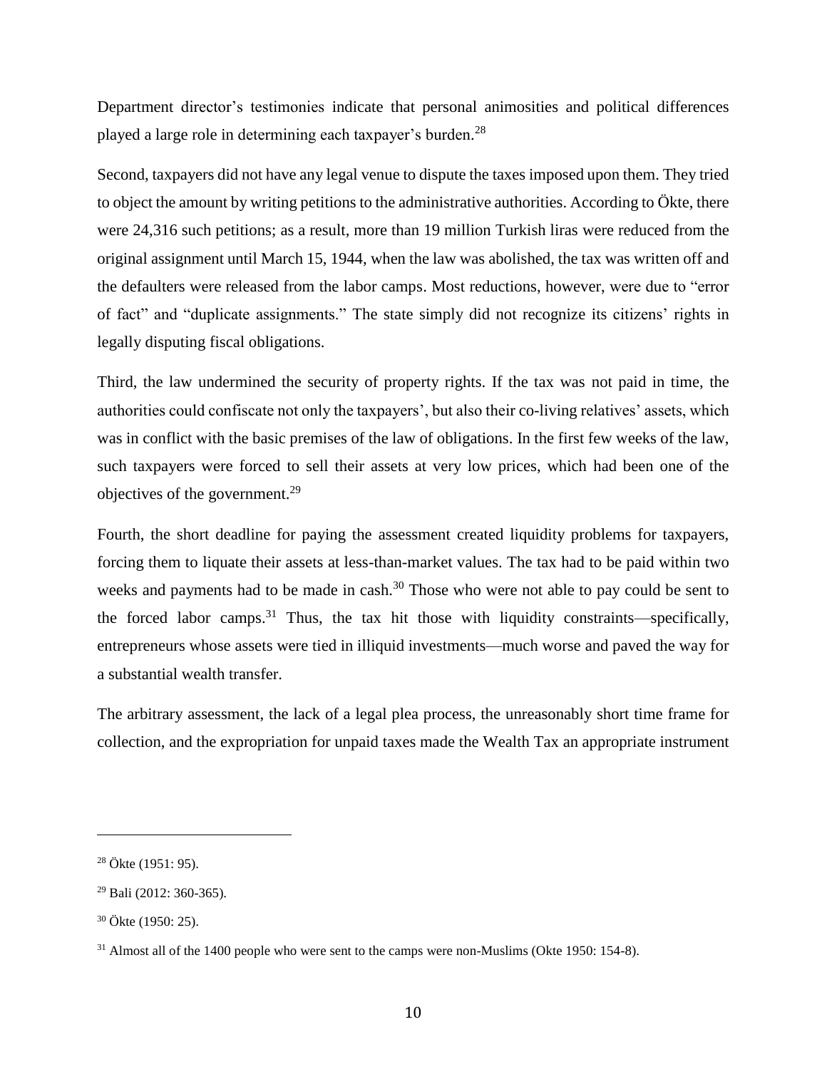Department director's testimonies indicate that personal animosities and political differences played a large role in determining each taxpayer's burden.[28]

Second, taxpayers did not have any legal venue to dispute the taxes imposed upon them. They tried to object the amount by writing petitions to the administrative authorities. According to Ökte, there were 24,316 such petitions; as a result, more than 19 million Turkish liras were reduced from the original assignment until March 15, 1944, when the law was abolished, the tax was written off and the defaulters were released from the labor camps. Most reductions, however, were due to "error of fact" and "duplicate assignments." The state simply did not recognize its citizens' rights in legally disputing fiscal obligations.

Third, the law undermined the security of property rights. If the tax was not paid in time, the authorities could confiscate not only the taxpayers', but also their co-living relatives' assets, which was in conflict with the basic premises of the law of obligations. In the first few weeks of the law, such taxpayers were forced to sell their assets at very low prices, which had been one of the objectives of the government.[29]

Fourth, the short deadline for paying the assessment created liquidity problems for taxpayers, forcing them to liquate their assets at less-than-market values. The tax had to be paid within two weeks and payments had to be made in cash.[30] Those who were not able to pay could be sent to the forced labor camps.[31] Thus, the tax hit those with liquidity constraints—specifically, entrepreneurs whose assets were tied in illiquid investments—much worse and paved the way for a substantial wealth transfer.

The arbitrary assessment, the lack of a legal plea process, the unreasonably short time frame for collection, and the expropriation for unpaid taxes made the Wealth Tax an appropriate instrument

---

[28] Ökte (1951: 95).

[29] Bali (2012: 360-365).

[30] Ökte (1950: 25).

[31] Almost all of the 1400 people who were sent to the camps were non-Muslims (Okte 1950: 154-8).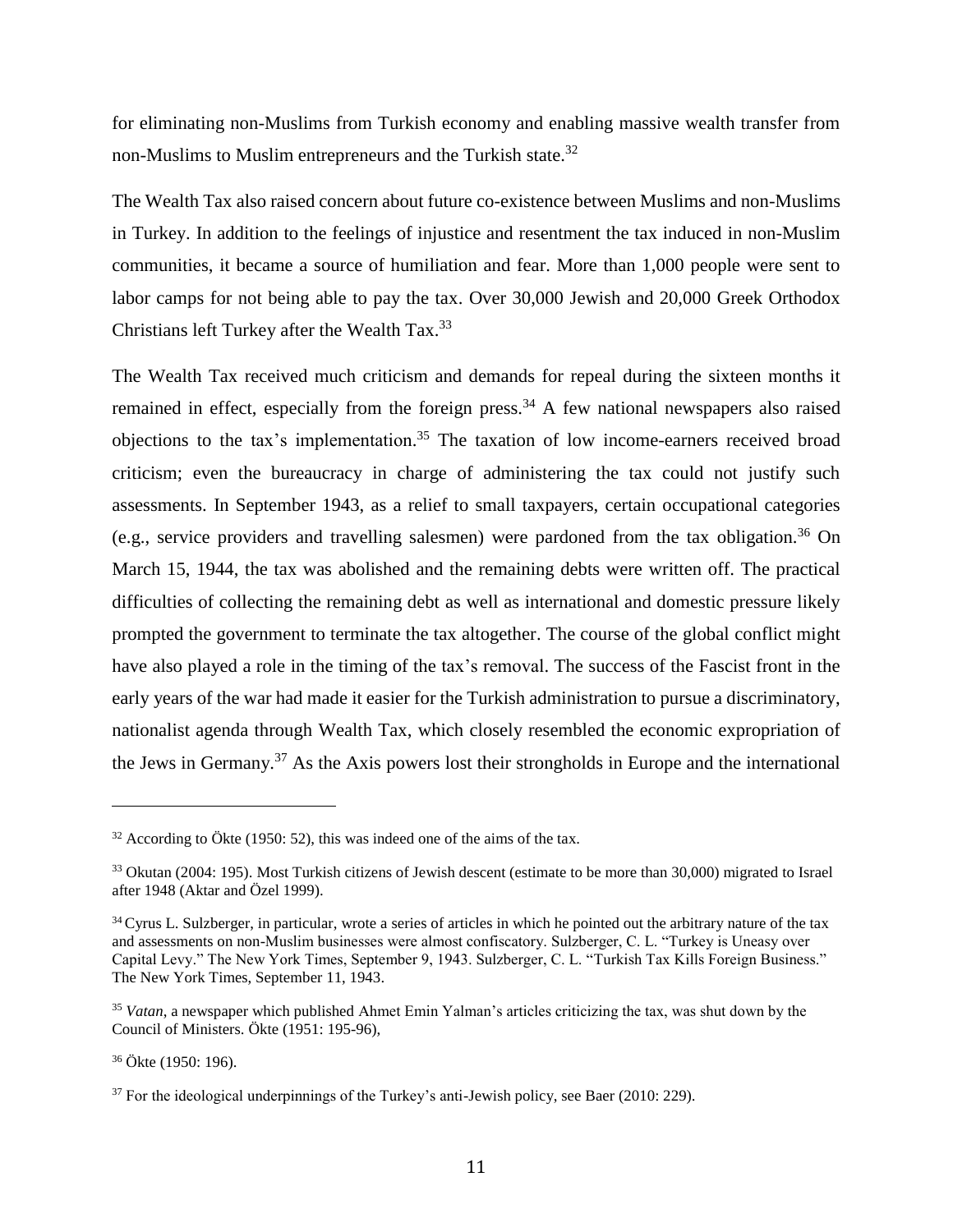for eliminating non-Muslims from Turkish economy and enabling massive wealth transfer from non-Muslims to Muslim entrepreneurs and the Turkish state.[32]

The Wealth Tax also raised concern about future co-existence between Muslims and non-Muslims in Turkey. In addition to the feelings of injustice and resentment the tax induced in non-Muslim communities, it became a source of humiliation and fear. More than 1,000 people were sent to labor camps for not being able to pay the tax. Over 30,000 Jewish and 20,000 Greek Orthodox Christians left Turkey after the Wealth Tax.[33]

The Wealth Tax received much criticism and demands for repeal during the sixteen months it remained in effect, especially from the foreign press.[34] A few national newspapers also raised objections to the tax's implementation.[35] The taxation of low income-earners received broad criticism; even the bureaucracy in charge of administering the tax could not justify such assessments. In September 1943, as a relief to small taxpayers, certain occupational categories (e.g., service providers and travelling salesmen) were pardoned from the tax obligation.[36] On March 15, 1944, the tax was abolished and the remaining debts were written off. The practical difficulties of collecting the remaining debt as well as international and domestic pressure likely prompted the government to terminate the tax altogether. The course of the global conflict might have also played a role in the timing of the tax's removal. The success of the Fascist front in the early years of the war had made it easier for the Turkish administration to pursue a discriminatory, nationalist agenda through Wealth Tax, which closely resembled the economic expropriation of the Jews in Germany.[37] As the Axis powers lost their strongholds in Europe and the international

---

[32] According to Ökte (1950: 52), this was indeed one of the aims of the tax.

[33] Okutan (2004: 195). Most Turkish citizens of Jewish descent (estimate to be more than 30,000) migrated to Israel after 1948 (Aktar and Özel 1999).

[34] Cyrus L. Sulzberger, in particular, wrote a series of articles in which he pointed out the arbitrary nature of the tax and assessments on non-Muslim businesses were almost confiscatory. Sulzberger, C. L. "Turkey is Uneasy over Capital Levy." The New York Times, September 9, 1943. Sulzberger, C. L. "Turkish Tax Kills Foreign Business." The New York Times, September 11, 1943.

[35] *Vatan*, a newspaper which published Ahmet Emin Yalman's articles criticizing the tax, was shut down by the Council of Ministers. Ökte (1951: 195-96),

[36] Ökte (1950: 196).

[37] For the ideological underpinnings of the Turkey's anti-Jewish policy, see Baer (2010: 229).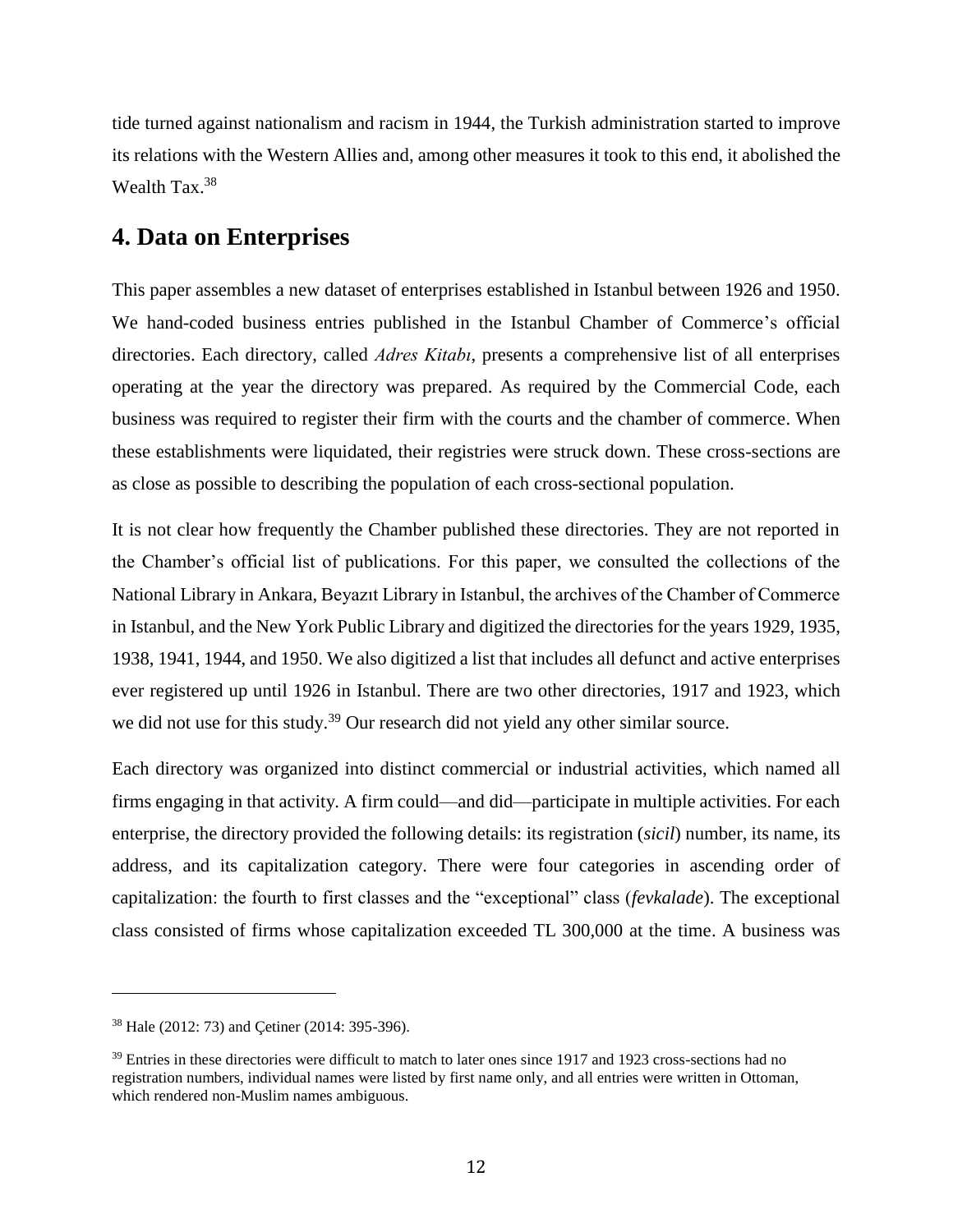tide turned against nationalism and racism in 1944, the Turkish administration started to improve its relations with the Western Allies and, among other measures it took to this end, it abolished the Wealth Tax.[38]

## 4. Data on Enterprises

This paper assembles a new dataset of enterprises established in Istanbul between 1926 and 1950. We hand-coded business entries published in the Istanbul Chamber of Commerce's official directories. Each directory, called *Adres Kitabı*, presents a comprehensive list of all enterprises operating at the year the directory was prepared. As required by the Commercial Code, each business was required to register their firm with the courts and the chamber of commerce. When these establishments were liquidated, their registries were struck down. These cross-sections are as close as possible to describing the population of each cross-sectional population.

It is not clear how frequently the Chamber published these directories. They are not reported in the Chamber's official list of publications. For this paper, we consulted the collections of the National Library in Ankara, Beyazıt Library in Istanbul, the archives of the Chamber of Commerce in Istanbul, and the New York Public Library and digitized the directories for the years 1929, 1935, 1938, 1941, 1944, and 1950. We also digitized a list that includes all defunct and active enterprises ever registered up until 1926 in Istanbul. There are two other directories, 1917 and 1923, which we did not use for this study.[39] Our research did not yield any other similar source.

Each directory was organized into distinct commercial or industrial activities, which named all firms engaging in that activity. A firm could—and did—participate in multiple activities. For each enterprise, the directory provided the following details: its registration (*sicil*) number, its name, its address, and its capitalization category. There were four categories in ascending order of capitalization: the fourth to first classes and the "exceptional" class (*fevkalade*). The exceptional class consisted of firms whose capitalization exceeded TL 300,000 at the time. A business was

---

[38] Hale (2012: 73) and Çetiner (2014: 395-396).

[39] Entries in these directories were difficult to match to later ones since 1917 and 1923 cross-sections had no registration numbers, individual names were listed by first name only, and all entries were written in Ottoman, which rendered non-Muslim names ambiguous.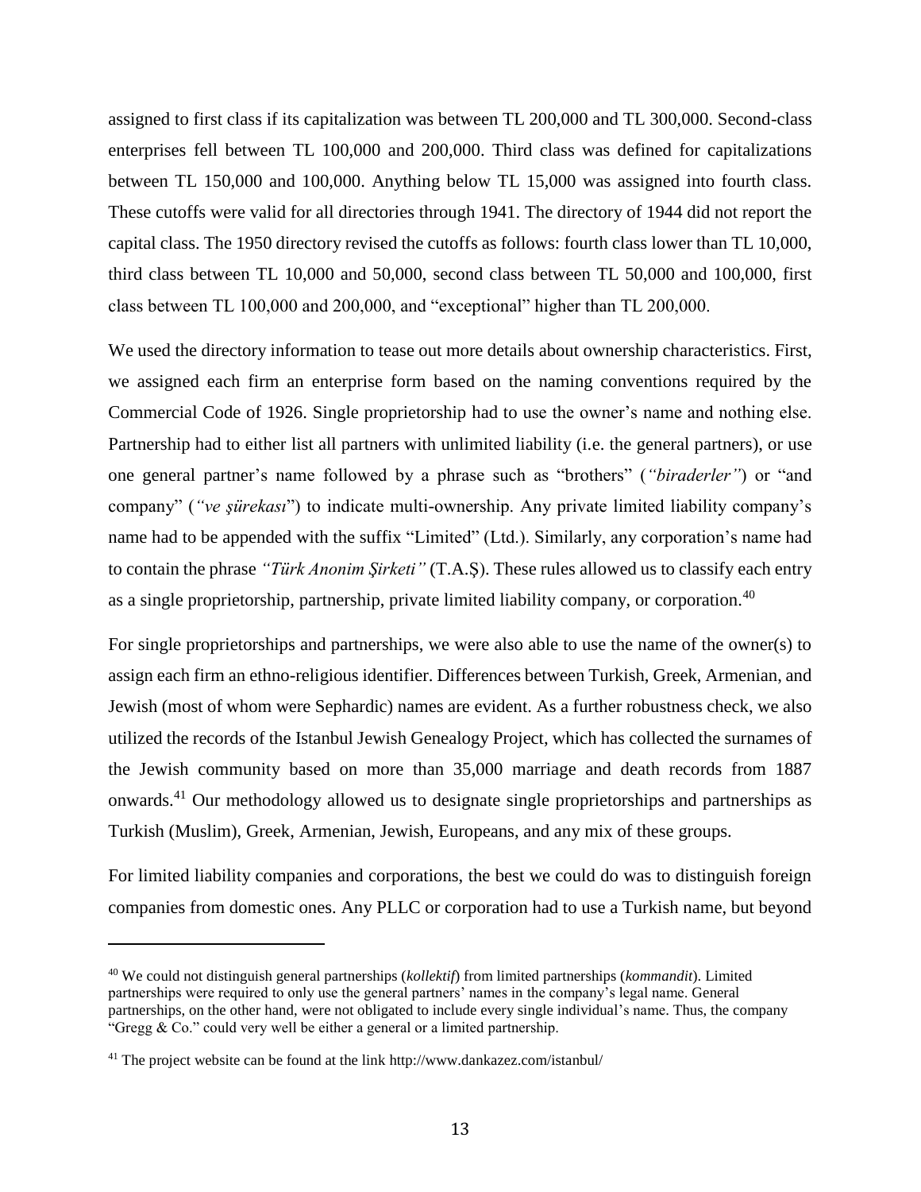assigned to first class if its capitalization was between TL 200,000 and TL 300,000. Second-class enterprises fell between TL 100,000 and 200,000. Third class was defined for capitalizations between TL 150,000 and 100,000. Anything below TL 15,000 was assigned into fourth class. These cutoffs were valid for all directories through 1941. The directory of 1944 did not report the capital class. The 1950 directory revised the cutoffs as follows: fourth class lower than TL 10,000, third class between TL 10,000 and 50,000, second class between TL 50,000 and 100,000, first class between TL 100,000 and 200,000, and "exceptional" higher than TL 200,000.

We used the directory information to tease out more details about ownership characteristics. First, we assigned each firm an enterprise form based on the naming conventions required by the Commercial Code of 1926. Single proprietorship had to use the owner's name and nothing else. Partnership had to either list all partners with unlimited liability (i.e. the general partners), or use one general partner's name followed by a phrase such as "brothers" (*"biraderler"*) or "and company" (*"ve şürekası*") to indicate multi-ownership. Any private limited liability company's name had to be appended with the suffix "Limited" (Ltd.). Similarly, any corporation's name had to contain the phrase *"Türk Anonim Şirketi"* (T.A.Ş). These rules allowed us to classify each entry as a single proprietorship, partnership, private limited liability company, or corporation.[40]

For single proprietorships and partnerships, we were also able to use the name of the owner(s) to assign each firm an ethno-religious identifier. Differences between Turkish, Greek, Armenian, and Jewish (most of whom were Sephardic) names are evident. As a further robustness check, we also utilized the records of the Istanbul Jewish Genealogy Project, which has collected the surnames of the Jewish community based on more than 35,000 marriage and death records from 1887 onwards.[41] Our methodology allowed us to designate single proprietorships and partnerships as Turkish (Muslim), Greek, Armenian, Jewish, Europeans, and any mix of these groups.

For limited liability companies and corporations, the best we could do was to distinguish foreign companies from domestic ones. Any PLLC or corporation had to use a Turkish name, but beyond

---

[40] We could not distinguish general partnerships (*kollektif*) from limited partnerships (*kommandit*). Limited partnerships were required to only use the general partners' names in the company's legal name. General partnerships, on the other hand, were not obligated to include every single individual's name. Thus, the company "Gregg & Co." could very well be either a general or a limited partnership.

[41] The project website can be found at the link http://www.dankazez.com/istanbul/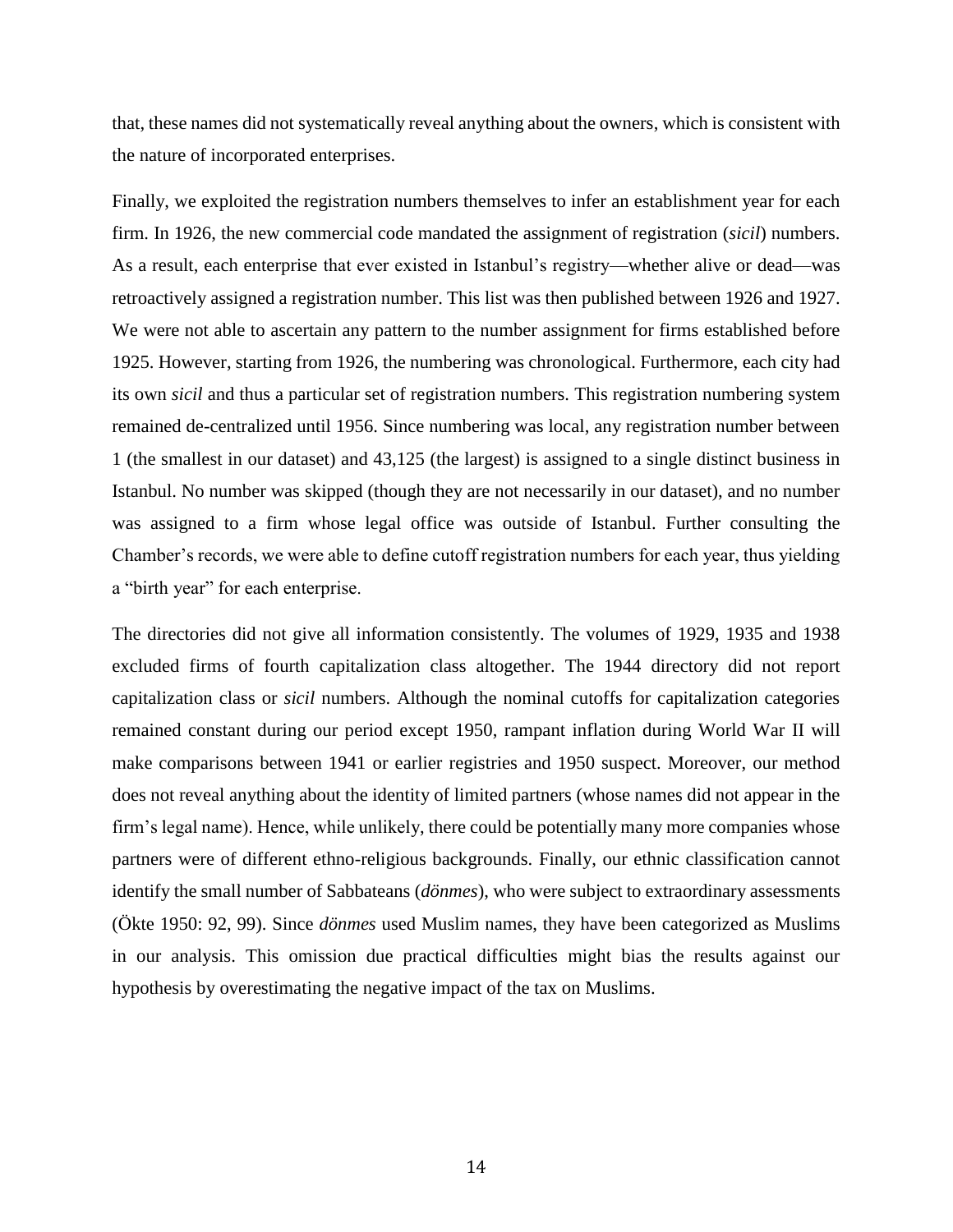that, these names did not systematically reveal anything about the owners, which is consistent with the nature of incorporated enterprises.

Finally, we exploited the registration numbers themselves to infer an establishment year for each firm. In 1926, the new commercial code mandated the assignment of registration (*sicil*) numbers. As a result, each enterprise that ever existed in Istanbul's registry—whether alive or dead—was retroactively assigned a registration number. This list was then published between 1926 and 1927. We were not able to ascertain any pattern to the number assignment for firms established before 1925. However, starting from 1926, the numbering was chronological. Furthermore, each city had its own *sicil* and thus a particular set of registration numbers. This registration numbering system remained de-centralized until 1956. Since numbering was local, any registration number between 1 (the smallest in our dataset) and 43,125 (the largest) is assigned to a single distinct business in Istanbul. No number was skipped (though they are not necessarily in our dataset), and no number was assigned to a firm whose legal office was outside of Istanbul. Further consulting the Chamber's records, we were able to define cutoff registration numbers for each year, thus yielding a "birth year" for each enterprise.

The directories did not give all information consistently. The volumes of 1929, 1935 and 1938 excluded firms of fourth capitalization class altogether. The 1944 directory did not report capitalization class or *sicil* numbers. Although the nominal cutoffs for capitalization categories remained constant during our period except 1950, rampant inflation during World War II will make comparisons between 1941 or earlier registries and 1950 suspect. Moreover, our method does not reveal anything about the identity of limited partners (whose names did not appear in the firm's legal name). Hence, while unlikely, there could be potentially many more companies whose partners were of different ethno-religious backgrounds. Finally, our ethnic classification cannot identify the small number of Sabbateans (*dönmes*), who were subject to extraordinary assessments (Ökte 1950: 92, 99). Since *dönmes* used Muslim names, they have been categorized as Muslims in our analysis. This omission due practical difficulties might bias the results against our hypothesis by overestimating the negative impact of the tax on Muslims.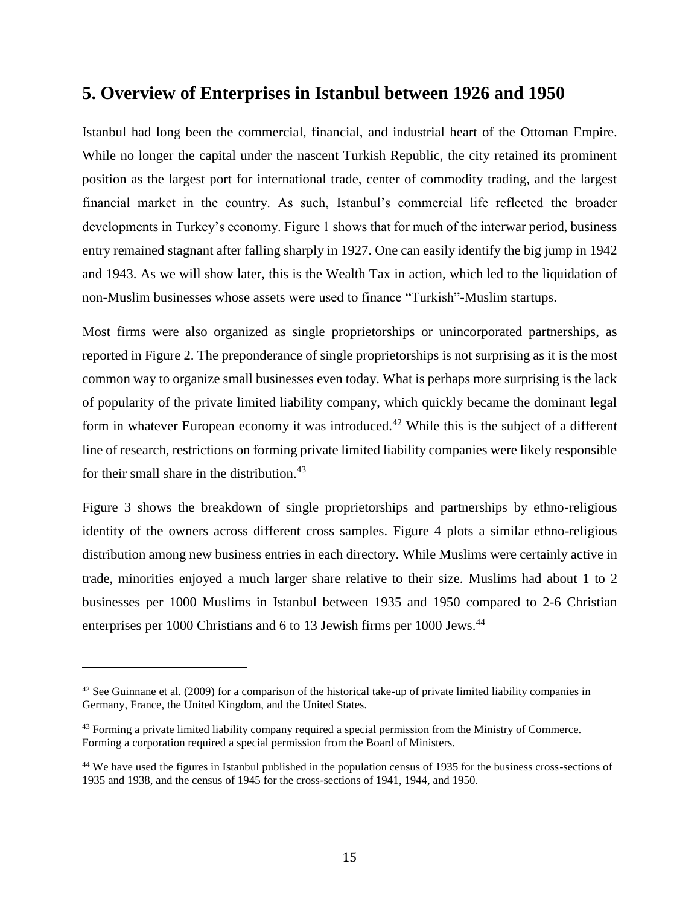## 5. Overview of Enterprises in Istanbul between 1926 and 1950

Istanbul had long been the commercial, financial, and industrial heart of the Ottoman Empire. While no longer the capital under the nascent Turkish Republic, the city retained its prominent position as the largest port for international trade, center of commodity trading, and the largest financial market in the country. As such, Istanbul's commercial life reflected the broader developments in Turkey's economy. Figure 1 shows that for much of the interwar period, business entry remained stagnant after falling sharply in 1927. One can easily identify the big jump in 1942 and 1943. As we will show later, this is the Wealth Tax in action, which led to the liquidation of non-Muslim businesses whose assets were used to finance "Turkish"-Muslim startups.

Most firms were also organized as single proprietorships or unincorporated partnerships, as reported in Figure 2. The preponderance of single proprietorships is not surprising as it is the most common way to organize small businesses even today. What is perhaps more surprising is the lack of popularity of the private limited liability company, which quickly became the dominant legal form in whatever European economy it was introduced.[42] While this is the subject of a different line of research, restrictions on forming private limited liability companies were likely responsible for their small share in the distribution.[43]

Figure 3 shows the breakdown of single proprietorships and partnerships by ethno-religious identity of the owners across different cross samples. Figure 4 plots a similar ethno-religious distribution among new business entries in each directory. While Muslims were certainly active in trade, minorities enjoyed a much larger share relative to their size. Muslims had about 1 to 2 businesses per 1000 Muslims in Istanbul between 1935 and 1950 compared to 2-6 Christian enterprises per 1000 Christians and 6 to 13 Jewish firms per 1000 Jews.[44]

---

[42] See Guinnane et al. (2009) for a comparison of the historical take-up of private limited liability companies in Germany, France, the United Kingdom, and the United States.

[43] Forming a private limited liability company required a special permission from the Ministry of Commerce. Forming a corporation required a special permission from the Board of Ministers.

[44] We have used the figures in Istanbul published in the population census of 1935 for the business cross-sections of 1935 and 1938, and the census of 1945 for the cross-sections of 1941, 1944, and 1950.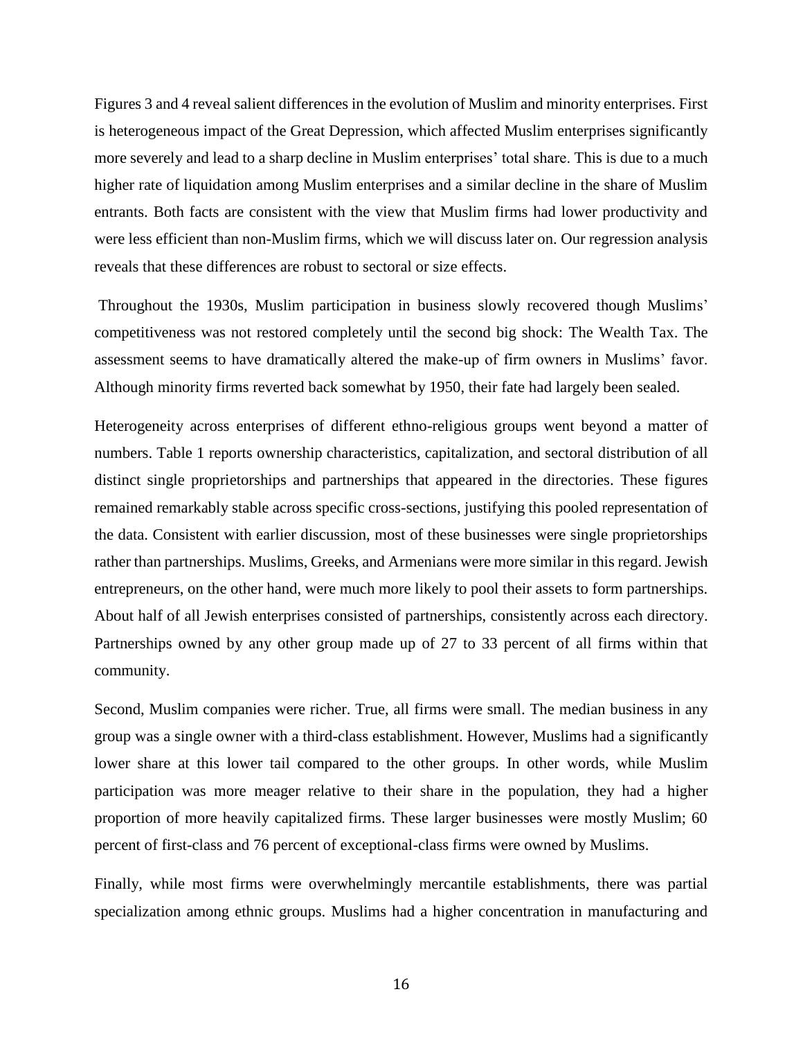Figures 3 and 4 reveal salient differences in the evolution of Muslim and minority enterprises. First is heterogeneous impact of the Great Depression, which affected Muslim enterprises significantly more severely and lead to a sharp decline in Muslim enterprises' total share. This is due to a much higher rate of liquidation among Muslim enterprises and a similar decline in the share of Muslim entrants. Both facts are consistent with the view that Muslim firms had lower productivity and were less efficient than non-Muslim firms, which we will discuss later on. Our regression analysis reveals that these differences are robust to sectoral or size effects.

Throughout the 1930s, Muslim participation in business slowly recovered though Muslims' competitiveness was not restored completely until the second big shock: The Wealth Tax. The assessment seems to have dramatically altered the make-up of firm owners in Muslims' favor. Although minority firms reverted back somewhat by 1950, their fate had largely been sealed.

Heterogeneity across enterprises of different ethno-religious groups went beyond a matter of numbers. Table 1 reports ownership characteristics, capitalization, and sectoral distribution of all distinct single proprietorships and partnerships that appeared in the directories. These figures remained remarkably stable across specific cross-sections, justifying this pooled representation of the data. Consistent with earlier discussion, most of these businesses were single proprietorships rather than partnerships. Muslims, Greeks, and Armenians were more similar in this regard. Jewish entrepreneurs, on the other hand, were much more likely to pool their assets to form partnerships. About half of all Jewish enterprises consisted of partnerships, consistently across each directory. Partnerships owned by any other group made up of 27 to 33 percent of all firms within that community.

Second, Muslim companies were richer. True, all firms were small. The median business in any group was a single owner with a third-class establishment. However, Muslims had a significantly lower share at this lower tail compared to the other groups. In other words, while Muslim participation was more meager relative to their share in the population, they had a higher proportion of more heavily capitalized firms. These larger businesses were mostly Muslim; 60 percent of first-class and 76 percent of exceptional-class firms were owned by Muslims.

Finally, while most firms were overwhelmingly mercantile establishments, there was partial specialization among ethnic groups. Muslims had a higher concentration in manufacturing and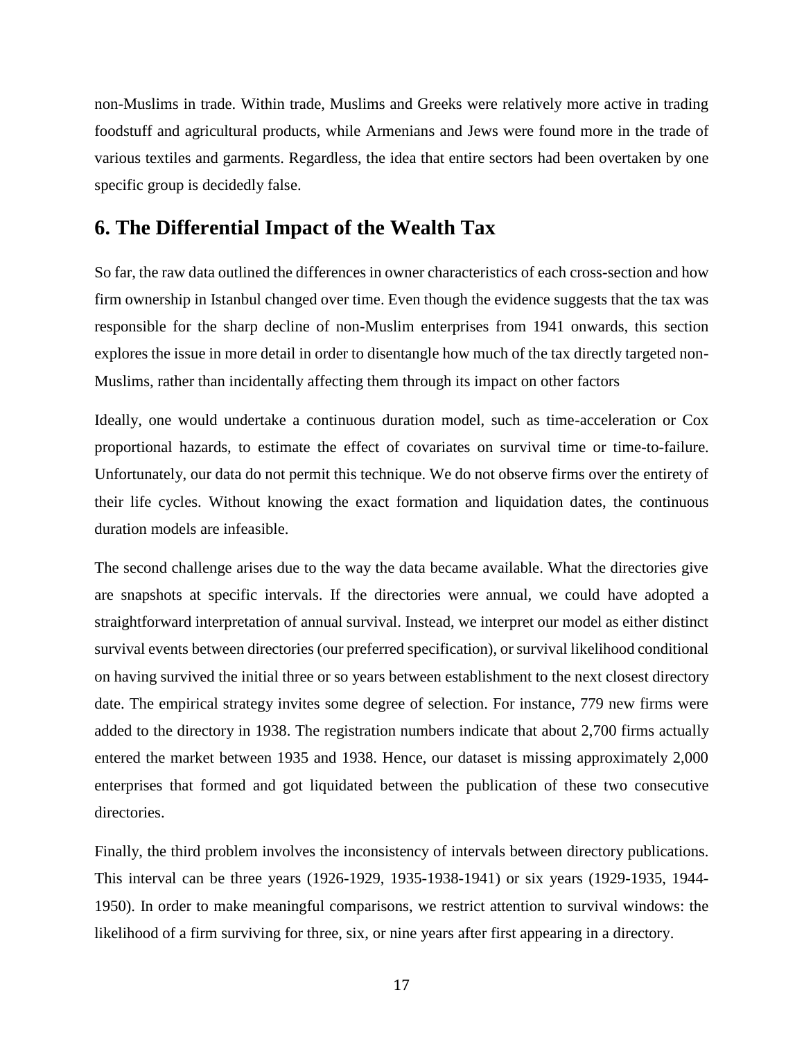non-Muslims in trade. Within trade, Muslims and Greeks were relatively more active in trading foodstuff and agricultural products, while Armenians and Jews were found more in the trade of various textiles and garments. Regardless, the idea that entire sectors had been overtaken by one specific group is decidedly false.

## 6. The Differential Impact of the Wealth Tax

So far, the raw data outlined the differences in owner characteristics of each cross-section and how firm ownership in Istanbul changed over time. Even though the evidence suggests that the tax was responsible for the sharp decline of non-Muslim enterprises from 1941 onwards, this section explores the issue in more detail in order to disentangle how much of the tax directly targeted non-Muslims, rather than incidentally affecting them through its impact on other factors

Ideally, one would undertake a continuous duration model, such as time-acceleration or Cox proportional hazards, to estimate the effect of covariates on survival time or time-to-failure. Unfortunately, our data do not permit this technique. We do not observe firms over the entirety of their life cycles. Without knowing the exact formation and liquidation dates, the continuous duration models are infeasible.

The second challenge arises due to the way the data became available. What the directories give are snapshots at specific intervals. If the directories were annual, we could have adopted a straightforward interpretation of annual survival. Instead, we interpret our model as either distinct survival events between directories (our preferred specification), or survival likelihood conditional on having survived the initial three or so years between establishment to the next closest directory date. The empirical strategy invites some degree of selection. For instance, 779 new firms were added to the directory in 1938. The registration numbers indicate that about 2,700 firms actually entered the market between 1935 and 1938. Hence, our dataset is missing approximately 2,000 enterprises that formed and got liquidated between the publication of these two consecutive directories.

Finally, the third problem involves the inconsistency of intervals between directory publications. This interval can be three years (1926-1929, 1935-1938-1941) or six years (1929-1935, 1944-1950). In order to make meaningful comparisons, we restrict attention to survival windows: the likelihood of a firm surviving for three, six, or nine years after first appearing in a directory.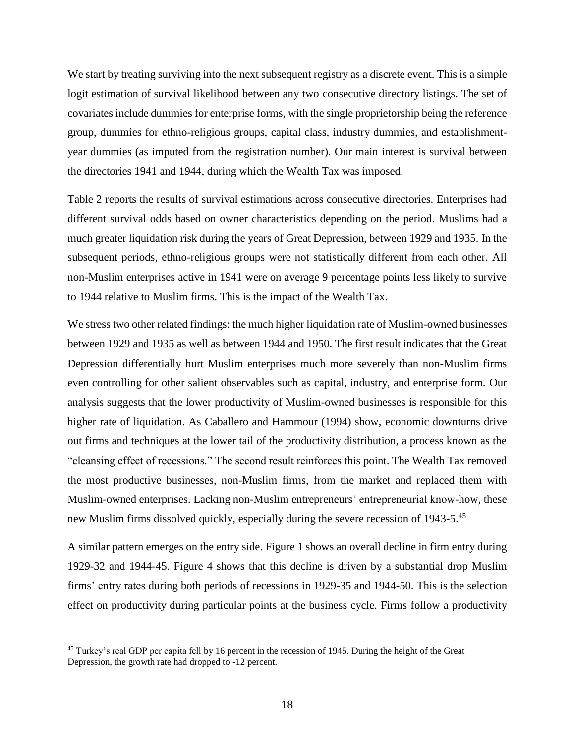We start by treating surviving into the next subsequent registry as a discrete event. This is a simple logit estimation of survival likelihood between any two consecutive directory listings. The set of covariates include dummies for enterprise forms, with the single proprietorship being the reference group, dummies for ethno-religious groups, capital class, industry dummies, and establishment-year dummies (as imputed from the registration number). Our main interest is survival between the directories 1941 and 1944, during which the Wealth Tax was imposed.

Table 2 reports the results of survival estimations across consecutive directories. Enterprises had different survival odds based on owner characteristics depending on the period. Muslims had a much greater liquidation risk during the years of Great Depression, between 1929 and 1935. In the subsequent periods, ethno-religious groups were not statistically different from each other. All non-Muslim enterprises active in 1941 were on average 9 percentage points less likely to survive to 1944 relative to Muslim firms. This is the impact of the Wealth Tax.

We stress two other related findings: the much higher liquidation rate of Muslim-owned businesses between 1929 and 1935 as well as between 1944 and 1950. The first result indicates that the Great Depression differentially hurt Muslim enterprises much more severely than non-Muslim firms even controlling for other salient observables such as capital, industry, and enterprise form. Our analysis suggests that the lower productivity of Muslim-owned businesses is responsible for this higher rate of liquidation. As Caballero and Hammour (1994) show, economic downturns drive out firms and techniques at the lower tail of the productivity distribution, a process known as the "cleansing effect of recessions." The second result reinforces this point. The Wealth Tax removed the most productive businesses, non-Muslim firms, from the market and replaced them with Muslim-owned enterprises. Lacking non-Muslim entrepreneurs' entrepreneurial know-how, these new Muslim firms dissolved quickly, especially during the severe recession of 1943-5.[45]

A similar pattern emerges on the entry side. Figure 1 shows an overall decline in firm entry during 1929-32 and 1944-45. Figure 4 shows that this decline is driven by a substantial drop Muslim firms' entry rates during both periods of recessions in 1929-35 and 1944-50. This is the selection effect on productivity during particular points at the business cycle. Firms follow a productivity

---

[45] Turkey's real GDP per capita fell by 16 percent in the recession of 1945. During the height of the Great Depression, the growth rate had dropped to -12 percent.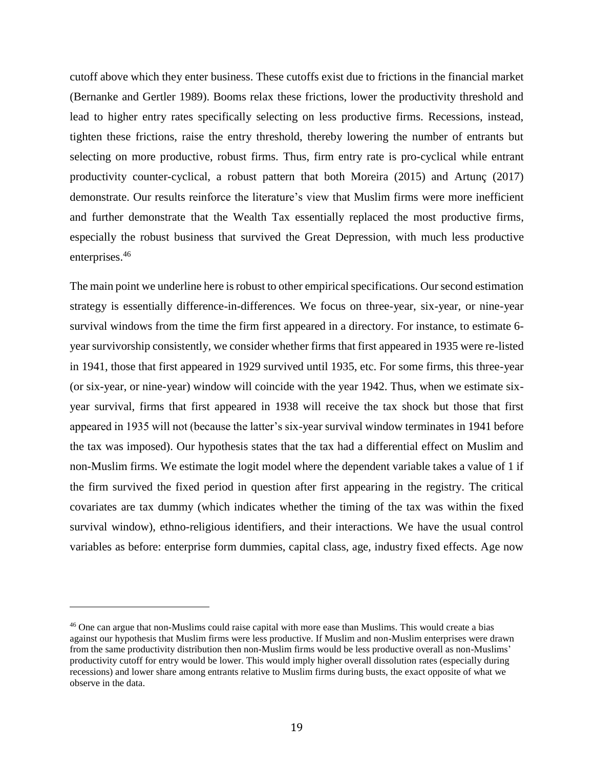cutoff above which they enter business. These cutoffs exist due to frictions in the financial market (Bernanke and Gertler 1989). Booms relax these frictions, lower the productivity threshold and lead to higher entry rates specifically selecting on less productive firms. Recessions, instead, tighten these frictions, raise the entry threshold, thereby lowering the number of entrants but selecting on more productive, robust firms. Thus, firm entry rate is pro-cyclical while entrant productivity counter-cyclical, a robust pattern that both Moreira (2015) and Artunç (2017) demonstrate. Our results reinforce the literature's view that Muslim firms were more inefficient and further demonstrate that the Wealth Tax essentially replaced the most productive firms, especially the robust business that survived the Great Depression, with much less productive enterprises.[46]

The main point we underline here is robust to other empirical specifications. Our second estimation strategy is essentially difference-in-differences. We focus on three-year, six-year, or nine-year survival windows from the time the firm first appeared in a directory. For instance, to estimate 6-year survivorship consistently, we consider whether firms that first appeared in 1935 were re-listed in 1941, those that first appeared in 1929 survived until 1935, etc. For some firms, this three-year (or six-year, or nine-year) window will coincide with the year 1942. Thus, when we estimate six-year survival, firms that first appeared in 1938 will receive the tax shock but those that first appeared in 1935 will not (because the latter's six-year survival window terminates in 1941 before the tax was imposed). Our hypothesis states that the tax had a differential effect on Muslim and non-Muslim firms. We estimate the logit model where the dependent variable takes a value of 1 if the firm survived the fixed period in question after first appearing in the registry. The critical covariates are tax dummy (which indicates whether the timing of the tax was within the fixed survival window), ethno-religious identifiers, and their interactions. We have the usual control variables as before: enterprise form dummies, capital class, age, industry fixed effects. Age now

[46] One can argue that non-Muslims could raise capital with more ease than Muslims. This would create a bias against our hypothesis that Muslim firms were less productive. If Muslim and non-Muslim enterprises were drawn from the same productivity distribution then non-Muslim firms would be less productive overall as non-Muslims' productivity cutoff for entry would be lower. This would imply higher overall dissolution rates (especially during recessions) and lower share among entrants relative to Muslim firms during busts, the exact opposite of what we observe in the data.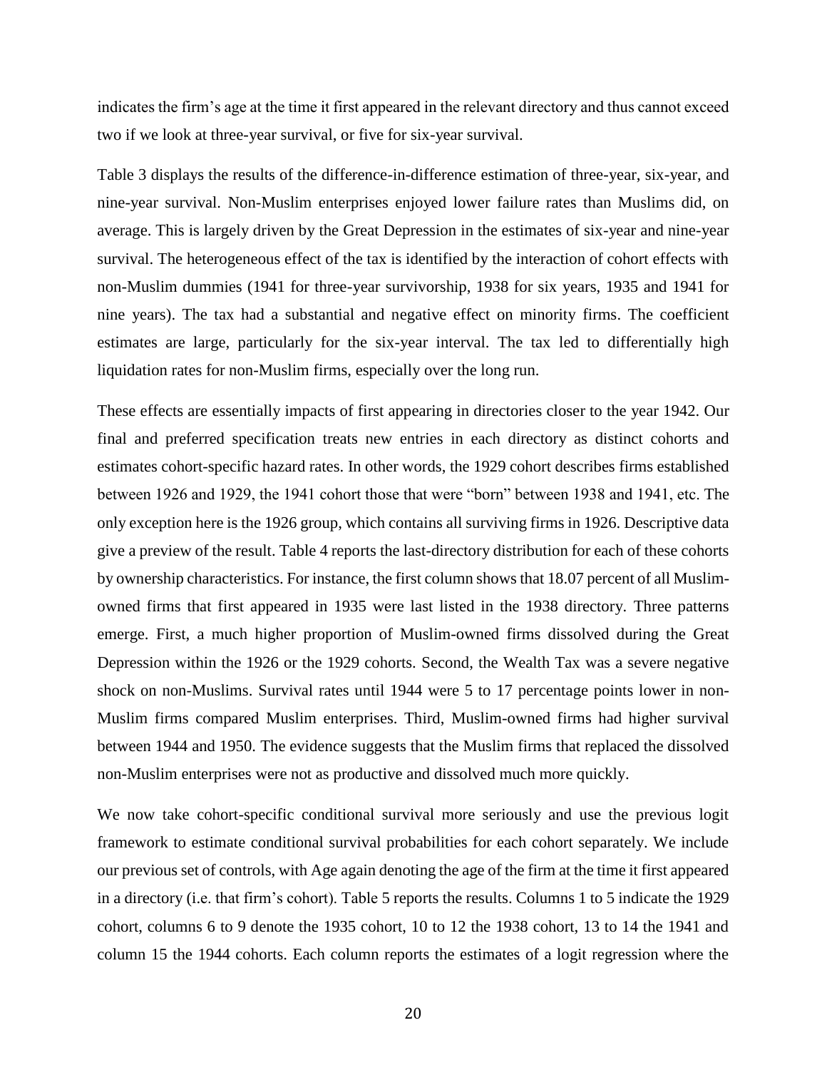indicates the firm's age at the time it first appeared in the relevant directory and thus cannot exceed two if we look at three-year survival, or five for six-year survival.

Table 3 displays the results of the difference-in-difference estimation of three-year, six-year, and nine-year survival. Non-Muslim enterprises enjoyed lower failure rates than Muslims did, on average. This is largely driven by the Great Depression in the estimates of six-year and nine-year survival. The heterogeneous effect of the tax is identified by the interaction of cohort effects with non-Muslim dummies (1941 for three-year survivorship, 1938 for six years, 1935 and 1941 for nine years). The tax had a substantial and negative effect on minority firms. The coefficient estimates are large, particularly for the six-year interval. The tax led to differentially high liquidation rates for non-Muslim firms, especially over the long run.

These effects are essentially impacts of first appearing in directories closer to the year 1942. Our final and preferred specification treats new entries in each directory as distinct cohorts and estimates cohort-specific hazard rates. In other words, the 1929 cohort describes firms established between 1926 and 1929, the 1941 cohort those that were "born" between 1938 and 1941, etc. The only exception here is the 1926 group, which contains all surviving firms in 1926. Descriptive data give a preview of the result. Table 4 reports the last-directory distribution for each of these cohorts by ownership characteristics. For instance, the first column shows that 18.07 percent of all Muslim-owned firms that first appeared in 1935 were last listed in the 1938 directory. Three patterns emerge. First, a much higher proportion of Muslim-owned firms dissolved during the Great Depression within the 1926 or the 1929 cohorts. Second, the Wealth Tax was a severe negative shock on non-Muslims. Survival rates until 1944 were 5 to 17 percentage points lower in non-Muslim firms compared Muslim enterprises. Third, Muslim-owned firms had higher survival between 1944 and 1950. The evidence suggests that the Muslim firms that replaced the dissolved non-Muslim enterprises were not as productive and dissolved much more quickly.

We now take cohort-specific conditional survival more seriously and use the previous logit framework to estimate conditional survival probabilities for each cohort separately. We include our previous set of controls, with Age again denoting the age of the firm at the time it first appeared in a directory (i.e. that firm's cohort). Table 5 reports the results. Columns 1 to 5 indicate the 1929 cohort, columns 6 to 9 denote the 1935 cohort, 10 to 12 the 1938 cohort, 13 to 14 the 1941 and column 15 the 1944 cohorts. Each column reports the estimates of a logit regression where the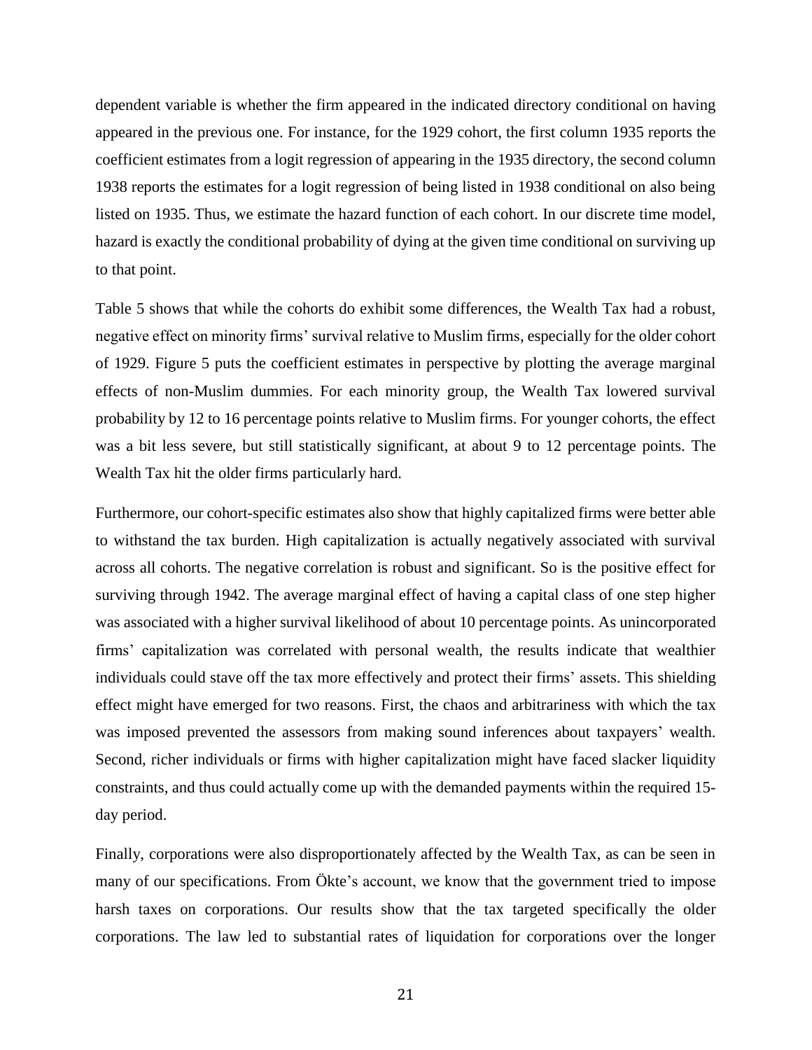dependent variable is whether the firm appeared in the indicated directory conditional on having appeared in the previous one. For instance, for the 1929 cohort, the first column 1935 reports the coefficient estimates from a logit regression of appearing in the 1935 directory, the second column 1938 reports the estimates for a logit regression of being listed in 1938 conditional on also being listed on 1935. Thus, we estimate the hazard function of each cohort. In our discrete time model, hazard is exactly the conditional probability of dying at the given time conditional on surviving up to that point.

Table 5 shows that while the cohorts do exhibit some differences, the Wealth Tax had a robust, negative effect on minority firms' survival relative to Muslim firms, especially for the older cohort of 1929. Figure 5 puts the coefficient estimates in perspective by plotting the average marginal effects of non-Muslim dummies. For each minority group, the Wealth Tax lowered survival probability by 12 to 16 percentage points relative to Muslim firms. For younger cohorts, the effect was a bit less severe, but still statistically significant, at about 9 to 12 percentage points. The Wealth Tax hit the older firms particularly hard.

Furthermore, our cohort-specific estimates also show that highly capitalized firms were better able to withstand the tax burden. High capitalization is actually negatively associated with survival across all cohorts. The negative correlation is robust and significant. So is the positive effect for surviving through 1942. The average marginal effect of having a capital class of one step higher was associated with a higher survival likelihood of about 10 percentage points. As unincorporated firms' capitalization was correlated with personal wealth, the results indicate that wealthier individuals could stave off the tax more effectively and protect their firms' assets. This shielding effect might have emerged for two reasons. First, the chaos and arbitrariness with which the tax was imposed prevented the assessors from making sound inferences about taxpayers' wealth. Second, richer individuals or firms with higher capitalization might have faced slacker liquidity constraints, and thus could actually come up with the demanded payments within the required 15-day period.

Finally, corporations were also disproportionately affected by the Wealth Tax, as can be seen in many of our specifications. From Ökte's account, we know that the government tried to impose harsh taxes on corporations. Our results show that the tax targeted specifically the older corporations. The law led to substantial rates of liquidation for corporations over the longer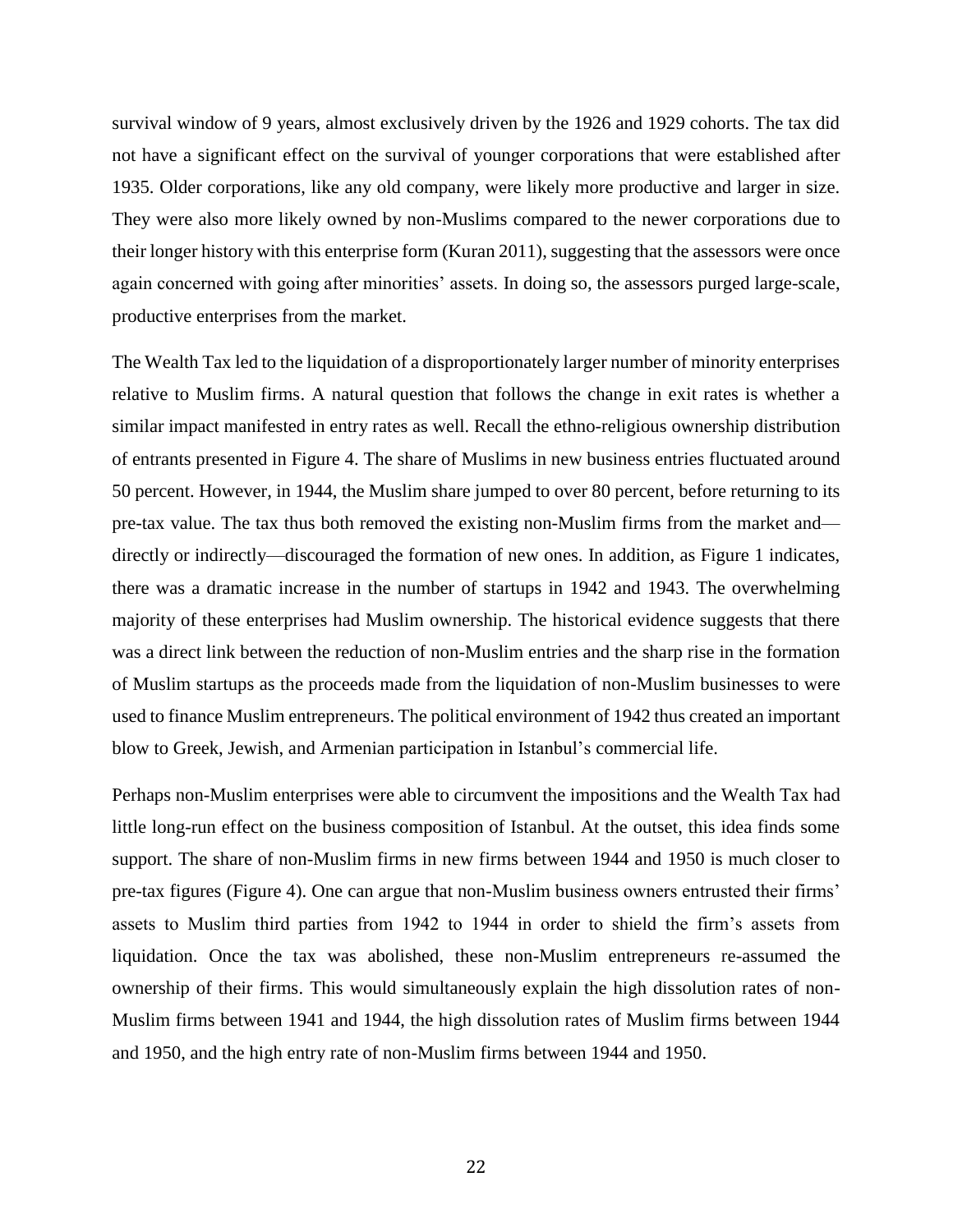survival window of 9 years, almost exclusively driven by the 1926 and 1929 cohorts. The tax did not have a significant effect on the survival of younger corporations that were established after 1935. Older corporations, like any old company, were likely more productive and larger in size. They were also more likely owned by non-Muslims compared to the newer corporations due to their longer history with this enterprise form (Kuran 2011), suggesting that the assessors were once again concerned with going after minorities' assets. In doing so, the assessors purged large-scale, productive enterprises from the market.

The Wealth Tax led to the liquidation of a disproportionately larger number of minority enterprises relative to Muslim firms. A natural question that follows the change in exit rates is whether a similar impact manifested in entry rates as well. Recall the ethno-religious ownership distribution of entrants presented in Figure 4. The share of Muslims in new business entries fluctuated around 50 percent. However, in 1944, the Muslim share jumped to over 80 percent, before returning to its pre-tax value. The tax thus both removed the existing non-Muslim firms from the market and—directly or indirectly—discouraged the formation of new ones. In addition, as Figure 1 indicates, there was a dramatic increase in the number of startups in 1942 and 1943. The overwhelming majority of these enterprises had Muslim ownership. The historical evidence suggests that there was a direct link between the reduction of non-Muslim entries and the sharp rise in the formation of Muslim startups as the proceeds made from the liquidation of non-Muslim businesses to were used to finance Muslim entrepreneurs. The political environment of 1942 thus created an important blow to Greek, Jewish, and Armenian participation in Istanbul's commercial life.

Perhaps non-Muslim enterprises were able to circumvent the impositions and the Wealth Tax had little long-run effect on the business composition of Istanbul. At the outset, this idea finds some support. The share of non-Muslim firms in new firms between 1944 and 1950 is much closer to pre-tax figures (Figure 4). One can argue that non-Muslim business owners entrusted their firms' assets to Muslim third parties from 1942 to 1944 in order to shield the firm's assets from liquidation. Once the tax was abolished, these non-Muslim entrepreneurs re-assumed the ownership of their firms. This would simultaneously explain the high dissolution rates of non-Muslim firms between 1941 and 1944, the high dissolution rates of Muslim firms between 1944 and 1950, and the high entry rate of non-Muslim firms between 1944 and 1950.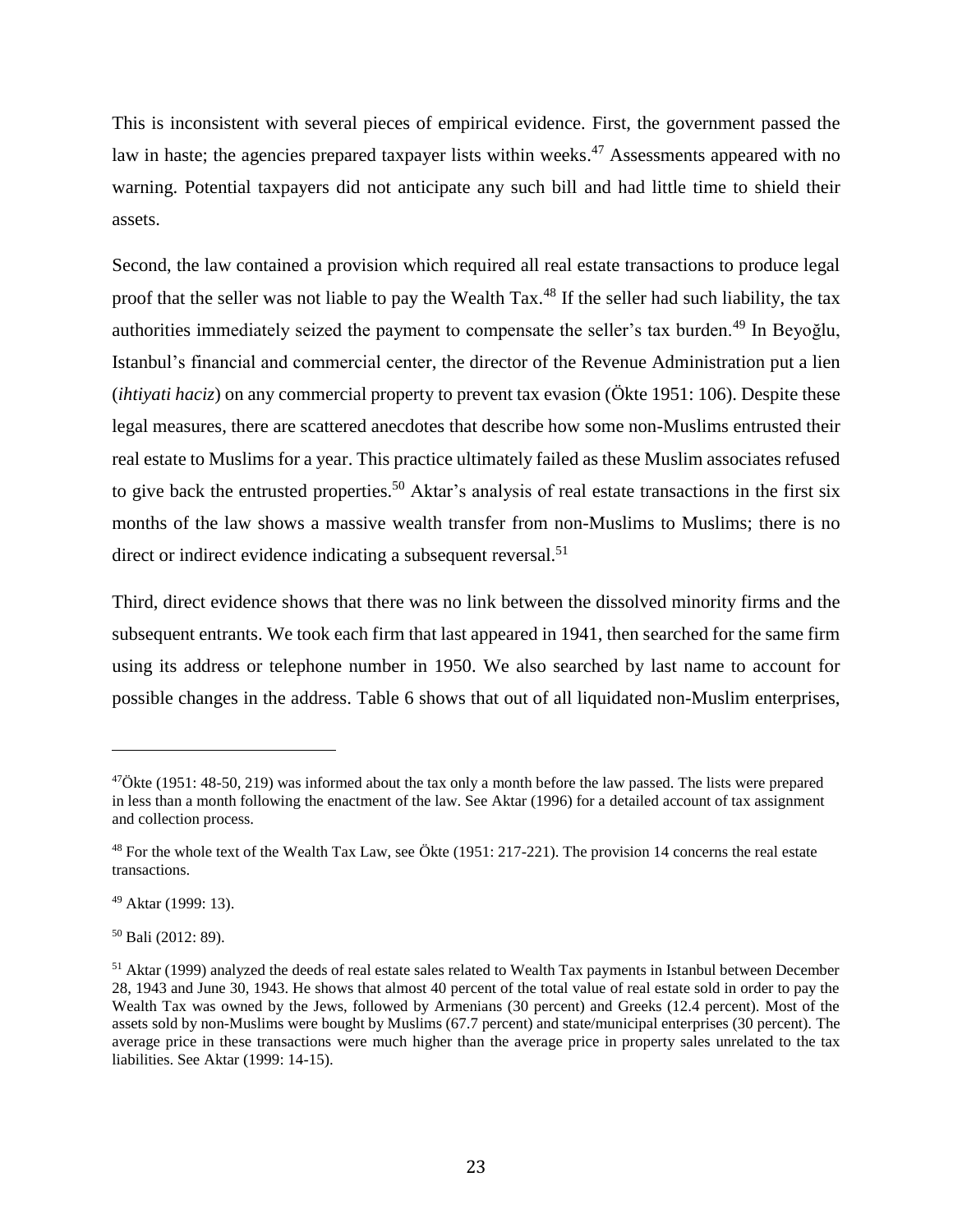This is inconsistent with several pieces of empirical evidence. First, the government passed the law in haste; the agencies prepared taxpayer lists within weeks.[47] Assessments appeared with no warning. Potential taxpayers did not anticipate any such bill and had little time to shield their assets.

Second, the law contained a provision which required all real estate transactions to produce legal proof that the seller was not liable to pay the Wealth Tax.[48] If the seller had such liability, the tax authorities immediately seized the payment to compensate the seller's tax burden.[49] In Beyoğlu, Istanbul's financial and commercial center, the director of the Revenue Administration put a lien (*ihtiyati haciz*) on any commercial property to prevent tax evasion (Ökte 1951: 106). Despite these legal measures, there are scattered anecdotes that describe how some non-Muslims entrusted their real estate to Muslims for a year. This practice ultimately failed as these Muslim associates refused to give back the entrusted properties.[50] Aktar's analysis of real estate transactions in the first six months of the law shows a massive wealth transfer from non-Muslims to Muslims; there is no direct or indirect evidence indicating a subsequent reversal.[51]

Third, direct evidence shows that there was no link between the dissolved minority firms and the subsequent entrants. We took each firm that last appeared in 1941, then searched for the same firm using its address or telephone number in 1950. We also searched by last name to account for possible changes in the address. Table 6 shows that out of all liquidated non-Muslim enterprises,

---

[47] Ökte (1951: 48-50, 219) was informed about the tax only a month before the law passed. The lists were prepared in less than a month following the enactment of the law. See Aktar (1996) for a detailed account of tax assignment and collection process.

[48] For the whole text of the Wealth Tax Law, see Ökte (1951: 217-221). The provision 14 concerns the real estate transactions.

[49] Aktar (1999: 13).

[50] Bali (2012: 89).

[51] Aktar (1999) analyzed the deeds of real estate sales related to Wealth Tax payments in Istanbul between December 28, 1943 and June 30, 1943. He shows that almost 40 percent of the total value of real estate sold in order to pay the Wealth Tax was owned by the Jews, followed by Armenians (30 percent) and Greeks (12.4 percent). Most of the assets sold by non-Muslims were bought by Muslims (67.7 percent) and state/municipal enterprises (30 percent). The average price in these transactions were much higher than the average price in property sales unrelated to the tax liabilities. See Aktar (1999: 14-15).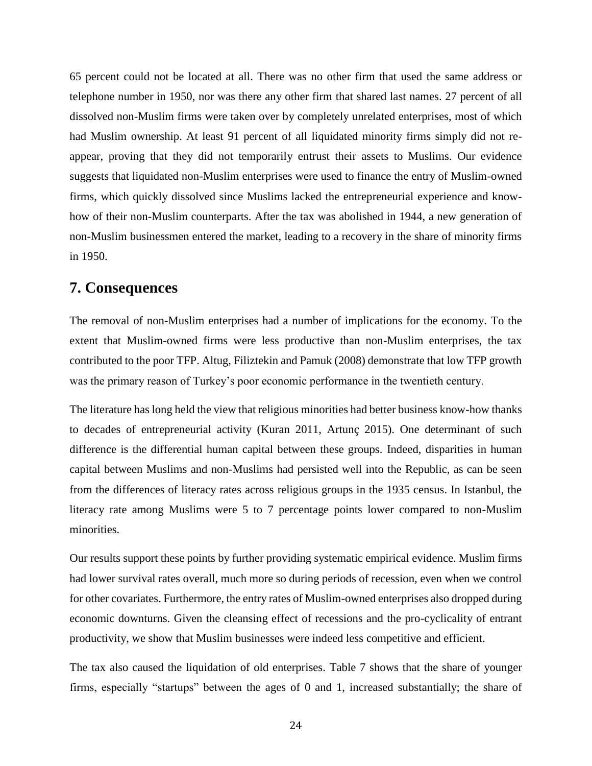65 percent could not be located at all. There was no other firm that used the same address or telephone number in 1950, nor was there any other firm that shared last names. 27 percent of all dissolved non-Muslim firms were taken over by completely unrelated enterprises, most of which had Muslim ownership. At least 91 percent of all liquidated minority firms simply did not re-appear, proving that they did not temporarily entrust their assets to Muslims. Our evidence suggests that liquidated non-Muslim enterprises were used to finance the entry of Muslim-owned firms, which quickly dissolved since Muslims lacked the entrepreneurial experience and know-how of their non-Muslim counterparts. After the tax was abolished in 1944, a new generation of non-Muslim businessmen entered the market, leading to a recovery in the share of minority firms in 1950.

## 7. Consequences

The removal of non-Muslim enterprises had a number of implications for the economy. To the extent that Muslim-owned firms were less productive than non-Muslim enterprises, the tax contributed to the poor TFP. Altug, Filiztekin and Pamuk (2008) demonstrate that low TFP growth was the primary reason of Turkey's poor economic performance in the twentieth century.

The literature has long held the view that religious minorities had better business know-how thanks to decades of entrepreneurial activity (Kuran 2011, Artunç 2015). One determinant of such difference is the differential human capital between these groups. Indeed, disparities in human capital between Muslims and non-Muslims had persisted well into the Republic, as can be seen from the differences of literacy rates across religious groups in the 1935 census. In Istanbul, the literacy rate among Muslims were 5 to 7 percentage points lower compared to non-Muslim minorities.

Our results support these points by further providing systematic empirical evidence. Muslim firms had lower survival rates overall, much more so during periods of recession, even when we control for other covariates. Furthermore, the entry rates of Muslim-owned enterprises also dropped during economic downturns. Given the cleansing effect of recessions and the pro-cyclicality of entrant productivity, we show that Muslim businesses were indeed less competitive and efficient.

The tax also caused the liquidation of old enterprises. Table 7 shows that the share of younger firms, especially "startups" between the ages of 0 and 1, increased substantially; the share of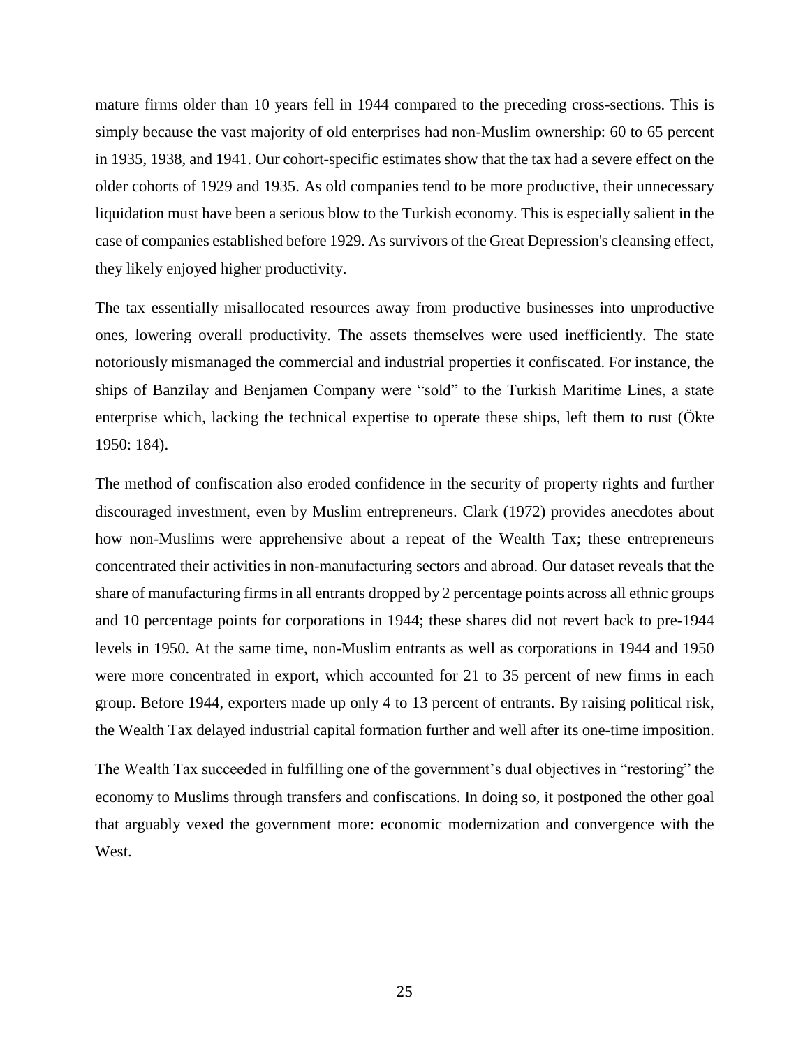mature firms older than 10 years fell in 1944 compared to the preceding cross-sections. This is simply because the vast majority of old enterprises had non-Muslim ownership: 60 to 65 percent in 1935, 1938, and 1941. Our cohort-specific estimates show that the tax had a severe effect on the older cohorts of 1929 and 1935. As old companies tend to be more productive, their unnecessary liquidation must have been a serious blow to the Turkish economy. This is especially salient in the case of companies established before 1929. As survivors of the Great Depression's cleansing effect, they likely enjoyed higher productivity.

The tax essentially misallocated resources away from productive businesses into unproductive ones, lowering overall productivity. The assets themselves were used inefficiently. The state notoriously mismanaged the commercial and industrial properties it confiscated. For instance, the ships of Banzilay and Benjamen Company were "sold" to the Turkish Maritime Lines, a state enterprise which, lacking the technical expertise to operate these ships, left them to rust (Ökte 1950: 184).

The method of confiscation also eroded confidence in the security of property rights and further discouraged investment, even by Muslim entrepreneurs. Clark (1972) provides anecdotes about how non-Muslims were apprehensive about a repeat of the Wealth Tax; these entrepreneurs concentrated their activities in non-manufacturing sectors and abroad. Our dataset reveals that the share of manufacturing firms in all entrants dropped by 2 percentage points across all ethnic groups and 10 percentage points for corporations in 1944; these shares did not revert back to pre-1944 levels in 1950. At the same time, non-Muslim entrants as well as corporations in 1944 and 1950 were more concentrated in export, which accounted for 21 to 35 percent of new firms in each group. Before 1944, exporters made up only 4 to 13 percent of entrants. By raising political risk, the Wealth Tax delayed industrial capital formation further and well after its one-time imposition.

The Wealth Tax succeeded in fulfilling one of the government's dual objectives in "restoring" the economy to Muslims through transfers and confiscations. In doing so, it postponed the other goal that arguably vexed the government more: economic modernization and convergence with the West.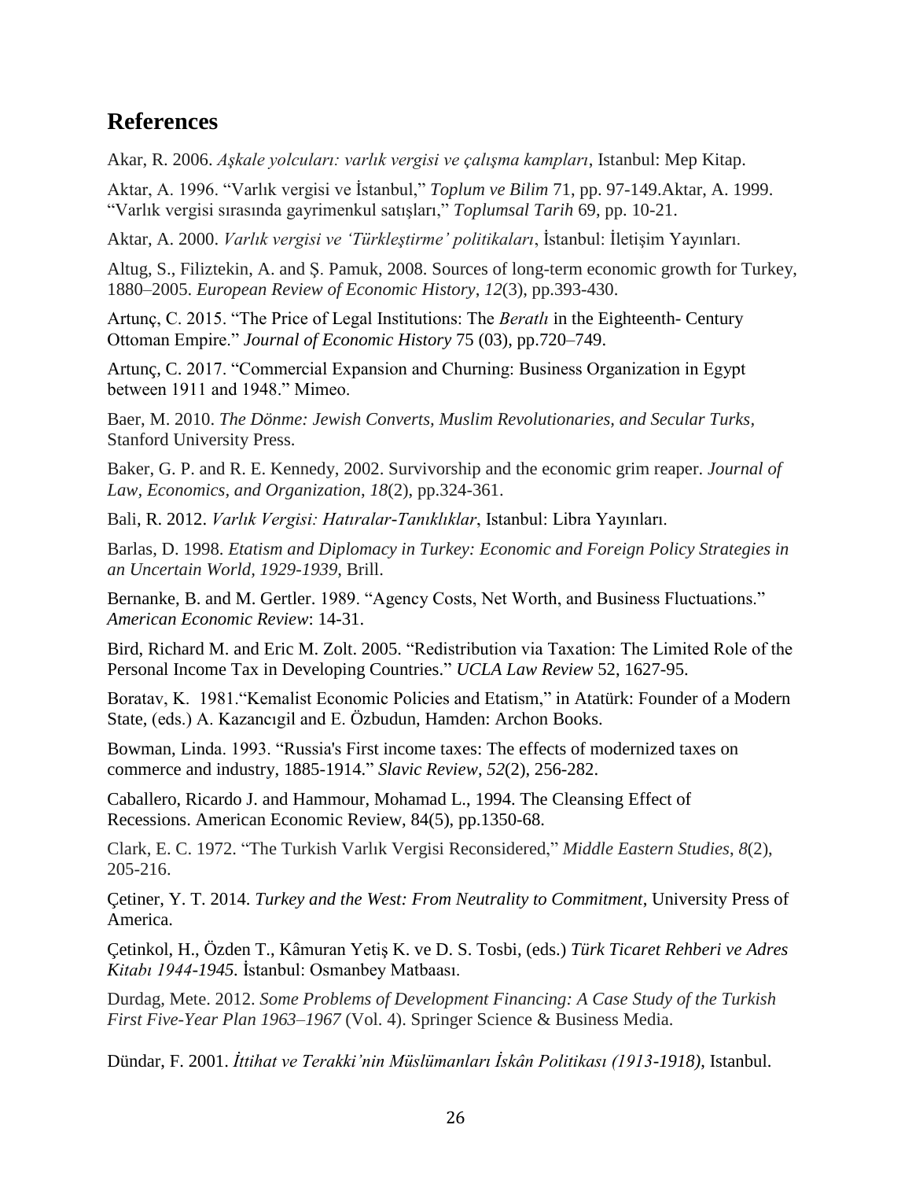## References

Akar, R. 2006. *Aşkale yolcuları: varlık vergisi ve çalışma kampları*, Istanbul: Mep Kitap.

Aktar, A. 1996. "Varlık vergisi ve İstanbul," *Toplum ve Bilim* 71, pp. 97-149.Aktar, A. 1999. "Varlık vergisi sırasında gayrimenkul satışları," *Toplumsal Tarih* 69, pp. 10-21.

Aktar, A. 2000. *Varlık vergisi ve 'Türkleştirme' politikaları*, İstanbul: İletişim Yayınları.

Altug, S., Filiztekin, A. and Ş. Pamuk, 2008. Sources of long-term economic growth for Turkey, 1880–2005. *European Review of Economic History*, *12*(3), pp.393-430.

Artunç, C. 2015. "The Price of Legal Institutions: The *Beratlı* in the Eighteenth- Century Ottoman Empire." *Journal of Economic History* 75 (03), pp.720–749.

Artunç, C. 2017. "Commercial Expansion and Churning: Business Organization in Egypt between 1911 and 1948." Mimeo.

Baer, M. 2010. *The Dönme: Jewish Converts, Muslim Revolutionaries, and Secular Turks*, Stanford University Press.

Baker, G. P. and R. E. Kennedy, 2002. Survivorship and the economic grim reaper. *Journal of Law, Economics, and Organization*, *18*(2), pp.324-361.

Bali, R. 2012. *Varlık Vergisi: Hatıralar-Tanıklıklar*, Istanbul: Libra Yayınları.

Barlas, D. 1998. *Etatism and Diplomacy in Turkey: Economic and Foreign Policy Strategies in an Uncertain World, 1929-1939*, Brill.

Bernanke, B. and M. Gertler. 1989. "Agency Costs, Net Worth, and Business Fluctuations." *American Economic Review*: 14-31.

Bird, Richard M. and Eric M. Zolt. 2005. "Redistribution via Taxation: The Limited Role of the Personal Income Tax in Developing Countries." *UCLA Law Review* 52, 1627-95.

Boratav, K. 1981."Kemalist Economic Policies and Etatism," in Atatürk: Founder of a Modern State, (eds.) A. Kazancıgil and E. Özbudun, Hamden: Archon Books.

Bowman, Linda. 1993. "Russia's First income taxes: The effects of modernized taxes on commerce and industry, 1885-1914." *Slavic Review*, *52*(2), 256-282.

Caballero, Ricardo J. and Hammour, Mohamad L., 1994. The Cleansing Effect of Recessions. American Economic Review, 84(5), pp.1350-68.

Clark, E. C. 1972. "The Turkish Varlık Vergisi Reconsidered," *Middle Eastern Studies*, *8*(2), 205-216.

Çetiner, Y. T. 2014. *Turkey and the West: From Neutrality to Commitment*, University Press of America.

Çetinkol, H., Özden T., Kâmuran Yetiş K. ve D. S. Tosbi, (eds.) *Türk Ticaret Rehberi ve Adres Kitabı 1944-1945.* İstanbul: Osmanbey Matbaası.

Durdag, Mete. 2012. *Some Problems of Development Financing: A Case Study of the Turkish First Five-Year Plan 1963–1967* (Vol. 4). Springer Science & Business Media.

Dündar, F. 2001. *İttihat ve Terakki'nin Müslümanları İskân Politikası (1913-1918)*, Istanbul.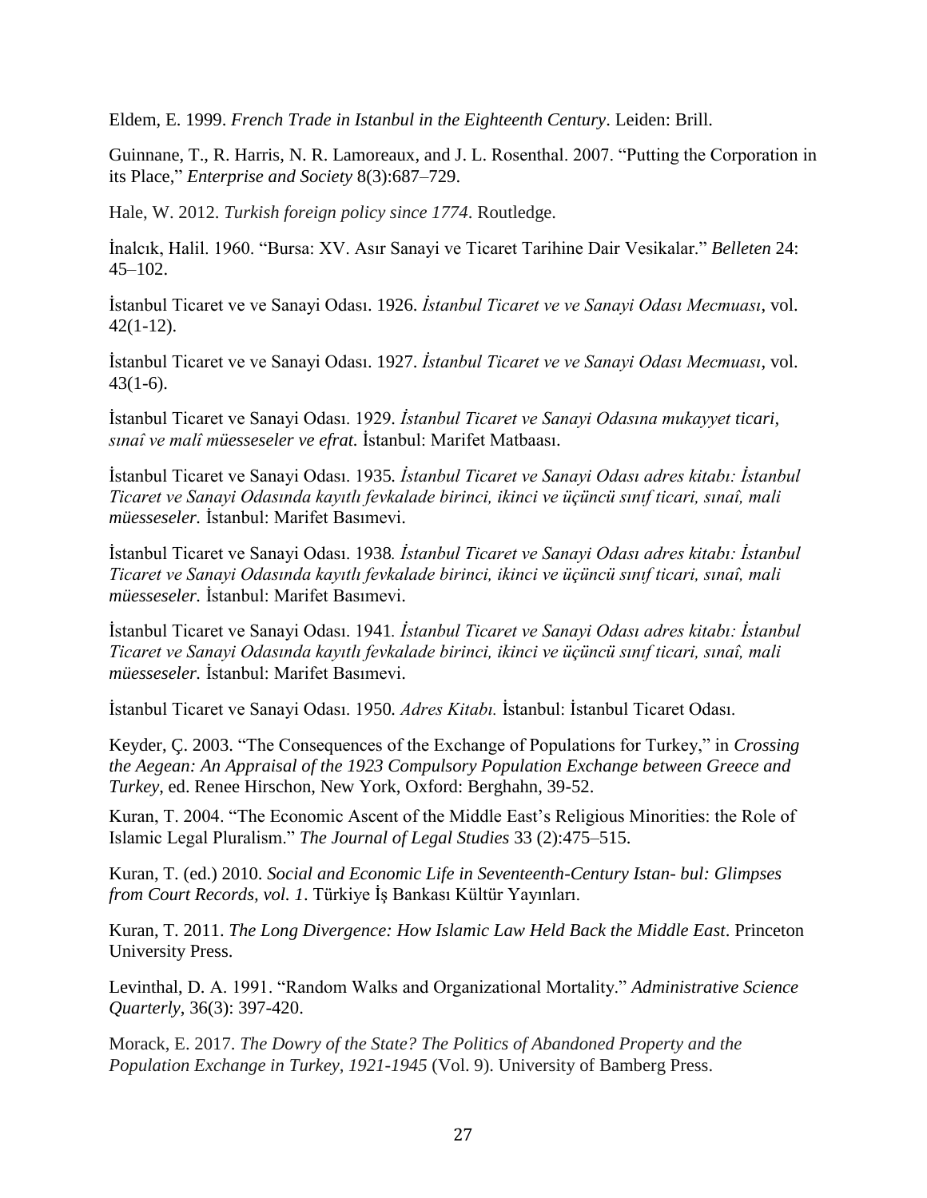Eldem, E. 1999. *French Trade in Istanbul in the Eighteenth Century*. Leiden: Brill.

Guinnane, T., R. Harris, N. R. Lamoreaux, and J. L. Rosenthal. 2007. "Putting the Corporation in its Place," *Enterprise and Society* 8(3):687–729.

Hale, W. 2012. *Turkish foreign policy since 1774*. Routledge.

İnalcık, Halil. 1960. "Bursa: XV. Asır Sanayi ve Ticaret Tarihine Dair Vesikalar." *Belleten* 24: 45–102.

İstanbul Ticaret ve ve Sanayi Odası. 1926. *İstanbul Ticaret ve ve Sanayi Odası Mecmuası*, vol. 42(1-12).

İstanbul Ticaret ve ve Sanayi Odası. 1927. *İstanbul Ticaret ve ve Sanayi Odası Mecmuası*, vol. 43(1-6).

İstanbul Ticaret ve Sanayi Odası. 1929. *İstanbul Ticaret ve Sanayi Odasına mukayyet ticari, sınaî ve malî müesseseler ve efrat.* İstanbul: Marifet Matbaası.

İstanbul Ticaret ve Sanayi Odası. 1935. *İstanbul Ticaret ve Sanayi Odası adres kitabı: İstanbul Ticaret ve Sanayi Odasında kayıtlı fevkalade birinci, ikinci ve üçüncü sınıf ticari, sınaî, mali müesseseler.* İstanbul: Marifet Basımevi.

İstanbul Ticaret ve Sanayi Odası. 1938*. İstanbul Ticaret ve Sanayi Odası adres kitabı: İstanbul Ticaret ve Sanayi Odasında kayıtlı fevkalade birinci, ikinci ve üçüncü sınıf ticari, sınaî, mali müesseseler.* İstanbul: Marifet Basımevi.

İstanbul Ticaret ve Sanayi Odası. 1941*. İstanbul Ticaret ve Sanayi Odası adres kitabı: İstanbul Ticaret ve Sanayi Odasında kayıtlı fevkalade birinci, ikinci ve üçüncü sınıf ticari, sınaî, mali müesseseler.* İstanbul: Marifet Basımevi.

İstanbul Ticaret ve Sanayi Odası. 1950*. Adres Kitabı.* İstanbul: İstanbul Ticaret Odası.

Keyder, Ç. 2003. "The Consequences of the Exchange of Populations for Turkey," in *Crossing the Aegean: An Appraisal of the 1923 Compulsory Population Exchange between Greece and Turkey*, ed. Renee Hirschon, New York, Oxford: Berghahn, 39-52.

Kuran, T. 2004. "The Economic Ascent of the Middle East's Religious Minorities: the Role of Islamic Legal Pluralism." *The Journal of Legal Studies* 33 (2):475–515.

Kuran, T. (ed.) 2010. *Social and Economic Life in Seventeenth-Century Istan- bul: Glimpses from Court Records, vol. 1*. Türkiye İş Bankası Kültür Yayınları.

Kuran, T. 2011. *The Long Divergence: How Islamic Law Held Back the Middle East*. Princeton University Press.

Levinthal, D. A. 1991. "Random Walks and Organizational Mortality." *Administrative Science Quarterly*, 36(3): 397-420.

Morack, E. 2017. *The Dowry of the State? The Politics of Abandoned Property and the Population Exchange in Turkey, 1921-1945* (Vol. 9). University of Bamberg Press.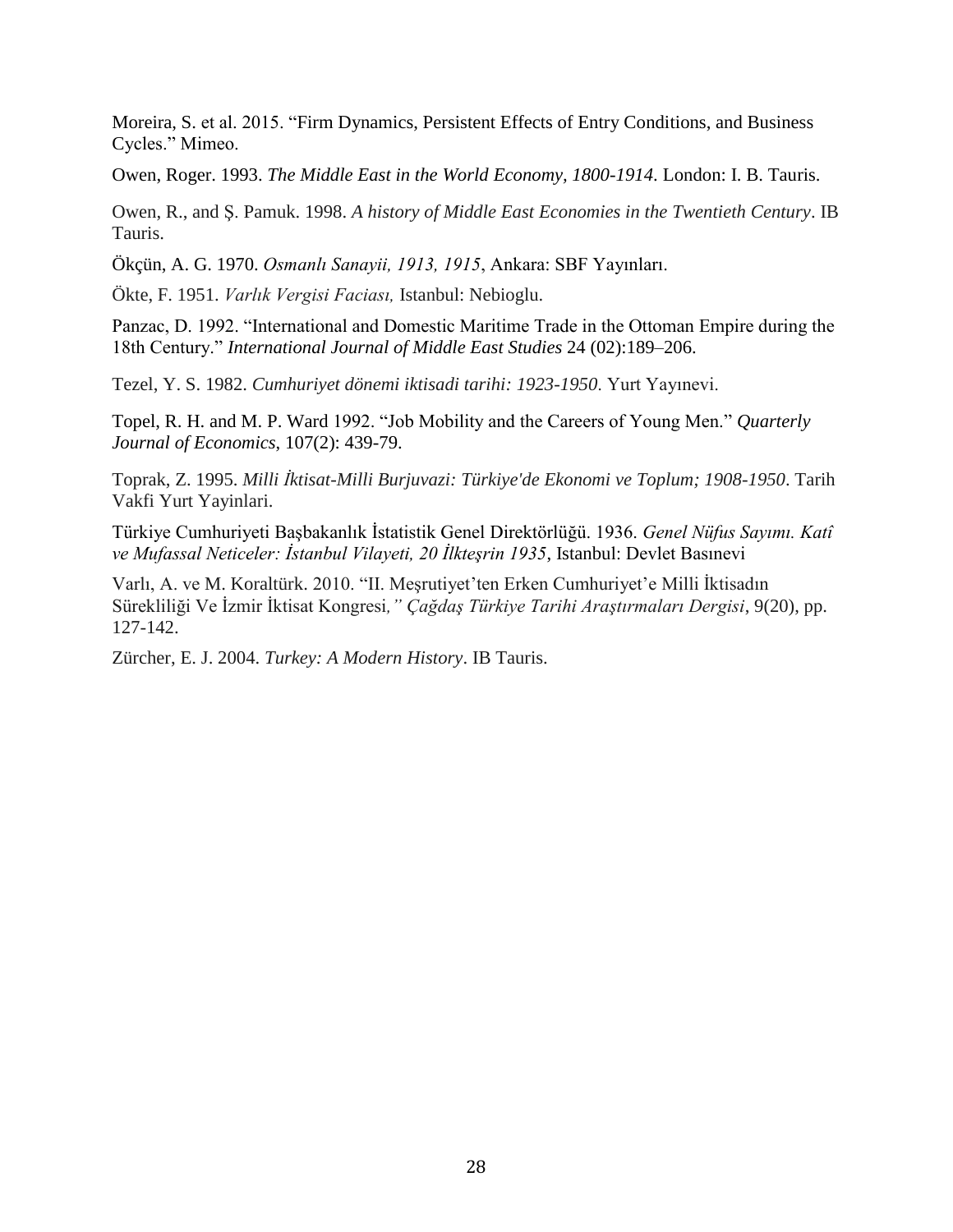Moreira, S. et al. 2015. "Firm Dynamics, Persistent Effects of Entry Conditions, and Business Cycles." Mimeo.

Owen, Roger. 1993. *The Middle East in the World Economy, 1800-1914*. London: I. B. Tauris.

Owen, R., and Ş. Pamuk. 1998. *A history of Middle East Economies in the Twentieth Century*. IB Tauris.

Ökçün, A. G. 1970. *Osmanlı Sanayii, 1913, 1915*, Ankara: SBF Yayınları.

Ökte, F. 1951. *Varlık Vergisi Faciası,* Istanbul: Nebioglu.

Panzac, D. 1992. "International and Domestic Maritime Trade in the Ottoman Empire during the 18th Century." *International Journal of Middle East Studies* 24 (02):189–206.

Tezel, Y. S. 1982. *Cumhuriyet dönemi iktisadi tarihi: 1923-1950*. Yurt Yayınevi.

Topel, R. H. and M. P. Ward 1992. "Job Mobility and the Careers of Young Men." *Quarterly Journal of Economics*, 107(2): 439-79.

Toprak, Z. 1995. *Milli İktisat-Milli Burjuvazi: Türkiye'de Ekonomi ve Toplum; 1908-1950*. Tarih Vakfi Yurt Yayinlari.

Türkiye Cumhuriyeti Başbakanlık İstatistik Genel Direktörlüğü. 1936. *Genel Nüfus Sayımı. Katî ve Mufassal Neticeler: İstanbul Vilayeti, 20 İlkteşrin 1935*, Istanbul: Devlet Basınevi

Varlı, A. ve M. Koraltürk. 2010. "II. Meşrutiyet'ten Erken Cumhuriyet'e Milli İktisadın Sürekliliği Ve İzmir İktisat Kongresi," *Çağdaş Türkiye Tarihi Araştırmaları Dergisi*, 9(20), pp. 127-142.

Zürcher, E. J. 2004. *Turkey: A Modern History*. IB Tauris.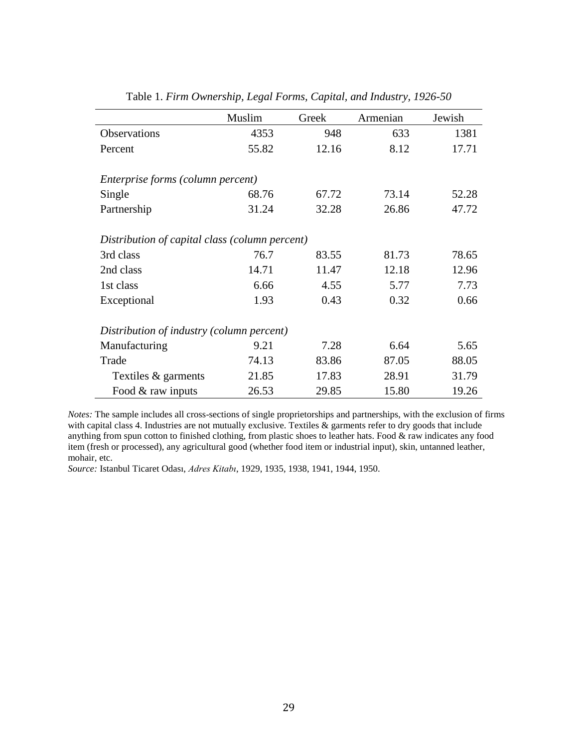Table 1. *Firm Ownership, Legal Forms, Capital, and Industry, 1926-50*

| | Muslim | Greek | Armenian | Jewish |
|---|---|---|---|---|
| Observations | 4353 | 948 | 633 | 1381 |
| Percent | 55.82 | 12.16 | 8.12 | 17.71 |
| *Enterprise forms (column percent)* | | | | |
| Single | 68.76 | 67.72 | 73.14 | 52.28 |
| Partnership | 31.24 | 32.28 | 26.86 | 47.72 |
| *Distribution of capital class (column percent)* | | | | |
| 3rd class | 76.7 | 83.55 | 81.73 | 78.65 |
| 2nd class | 14.71 | 11.47 | 12.18 | 12.96 |
| 1st class | 6.66 | 4.55 | 5.77 | 7.73 |
| Exceptional | 1.93 | 0.43 | 0.32 | 0.66 |
| *Distribution of industry (column percent)* | | | | |
| Manufacturing | 9.21 | 7.28 | 6.64 | 5.65 |
| Trade | 74.13 | 83.86 | 87.05 | 88.05 |
| Textiles & garments | 21.85 | 17.83 | 28.91 | 31.79 |
| Food & raw inputs | 26.53 | 29.85 | 15.80 | 19.26 |

*Notes:* The sample includes all cross-sections of single proprietorships and partnerships, with the exclusion of firms with capital class 4. Industries are not mutually exclusive. Textiles & garments refer to dry goods that include anything from spun cotton to finished clothing, from plastic shoes to leather hats. Food & raw indicates any food item (fresh or processed), any agricultural good (whether food item or industrial input), skin, untanned leather, mohair, etc.

*Source:* Istanbul Ticaret Odası, *Adres Kitabı*, 1929, 1935, 1938, 1941, 1944, 1950.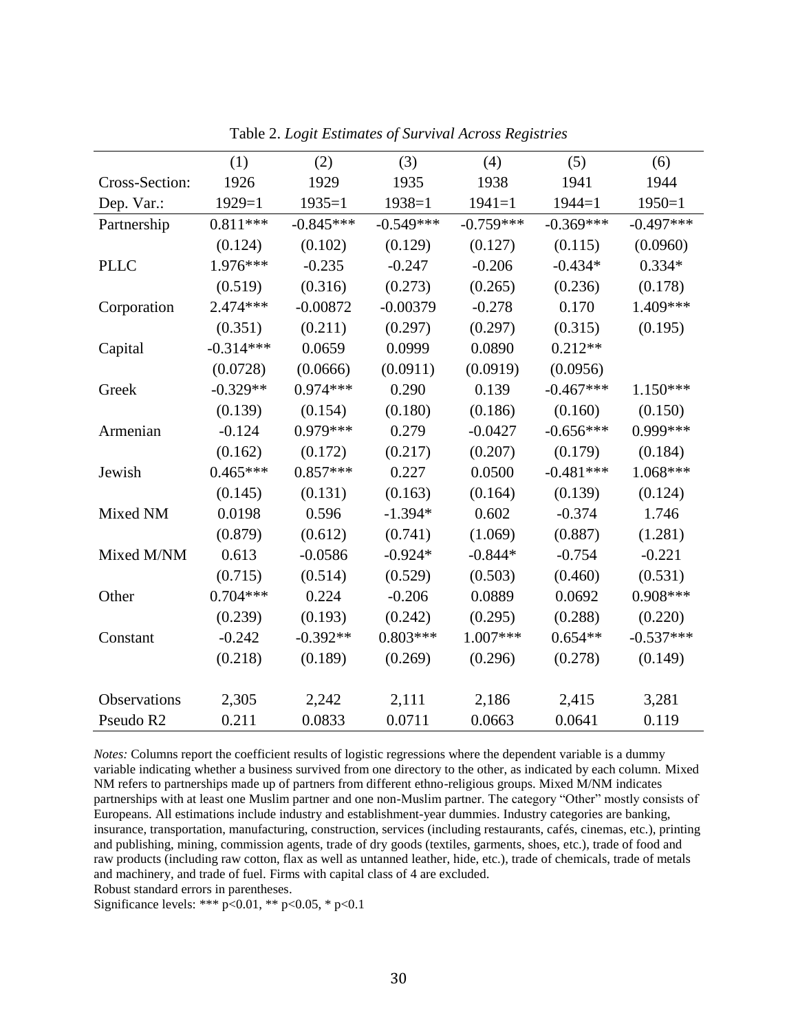Table 2. *Logit Estimates of Survival Across Registries*

| | (1) | (2) | (3) | (4) | (5) | (6) |
|---|---|---|---|---|---|---|
| Cross-Section: | 1926 | 1929 | 1935 | 1938 | 1941 | 1944 |
| Dep. Var.: | 1929=1 | 1935=1 | 1938=1 | 1941=1 | 1944=1 | 1950=1 |
| Partnership | 0.811*** | -0.845*** | -0.549*** | -0.759*** | -0.369*** | -0.497*** |
| | (0.124) | (0.102) | (0.129) | (0.127) | (0.115) | (0.0960) |
| PLLC | 1.976*** | -0.235 | -0.247 | -0.206 | -0.434* | 0.334* |
| | (0.519) | (0.316) | (0.273) | (0.265) | (0.236) | (0.178) |
| Corporation | 2.474*** | -0.00872 | -0.00379 | -0.278 | 0.170 | 1.409*** |
| | (0.351) | (0.211) | (0.297) | (0.297) | (0.315) | (0.195) |
| Capital | -0.314*** | 0.0659 | 0.0999 | 0.0890 | 0.212** | |
| | (0.0728) | (0.0666) | (0.0911) | (0.0919) | (0.0956) | |
| Greek | -0.329** | 0.974*** | 0.290 | 0.139 | -0.467*** | 1.150*** |
| | (0.139) | (0.154) | (0.180) | (0.186) | (0.160) | (0.150) |
| Armenian | -0.124 | 0.979*** | 0.279 | -0.0427 | -0.656*** | 0.999*** |
| | (0.162) | (0.172) | (0.217) | (0.207) | (0.179) | (0.184) |
| Jewish | 0.465*** | 0.857*** | 0.227 | 0.0500 | -0.481*** | 1.068*** |
| | (0.145) | (0.131) | (0.163) | (0.164) | (0.139) | (0.124) |
| Mixed NM | 0.0198 | 0.596 | -1.394* | 0.602 | -0.374 | 1.746 |
| | (0.879) | (0.612) | (0.741) | (1.069) | (0.887) | (1.281) |
| Mixed M/NM | 0.613 | -0.0586 | -0.924* | -0.844* | -0.754 | -0.221 |
| | (0.715) | (0.514) | (0.529) | (0.503) | (0.460) | (0.531) |
| Other | 0.704*** | 0.224 | -0.206 | 0.0889 | 0.0692 | 0.908*** |
| | (0.239) | (0.193) | (0.242) | (0.295) | (0.288) | (0.220) |
| Constant | -0.242 | -0.392** | 0.803*** | 1.007*** | 0.654** | -0.537*** |
| | (0.218) | (0.189) | (0.269) | (0.296) | (0.278) | (0.149) |
| Observations | 2,305 | 2,242 | 2,111 | 2,186 | 2,415 | 3,281 |
| Pseudo R2 | 0.211 | 0.0833 | 0.0711 | 0.0663 | 0.0641 | 0.119 |

*Notes:* Columns report the coefficient results of logistic regressions where the dependent variable is a dummy variable indicating whether a business survived from one directory to the other, as indicated by each column. Mixed NM refers to partnerships made up of partners from different ethno-religious groups. Mixed M/NM indicates partnerships with at least one Muslim partner and one non-Muslim partner. The category "Other" mostly consists of Europeans. All estimations include industry and establishment-year dummies. Industry categories are banking, insurance, transportation, manufacturing, construction, services (including restaurants, cafés, cinemas, etc.), printing and publishing, mining, commission agents, trade of dry goods (textiles, garments, shoes, etc.), trade of food and raw products (including raw cotton, flax as well as untanned leather, hide, etc.), trade of chemicals, trade of metals and machinery, and trade of fuel. Firms with capital class of 4 are excluded.

Robust standard errors in parentheses.

Significance levels: *** p<0.01, ** p<0.05, * p<0.1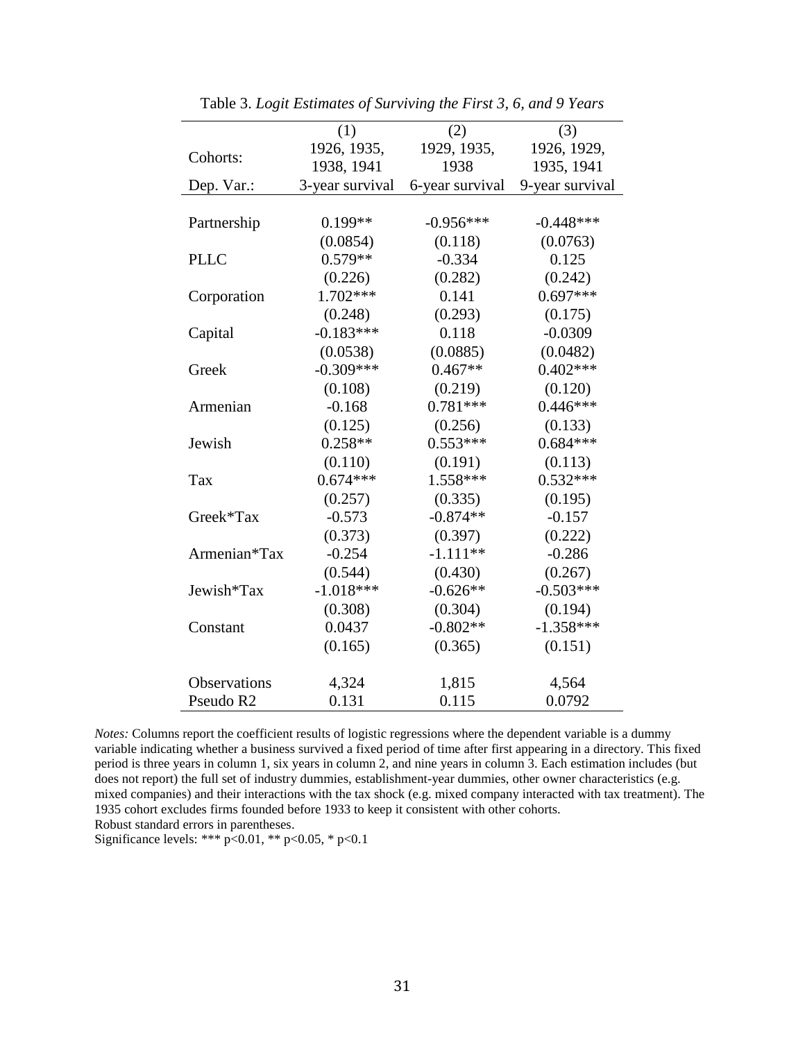Table 3. *Logit Estimates of Surviving the First 3, 6, and 9 Years*

| | (1) | (2) | (3) |
|---|---|---|---|
| Cohorts: | 1926, 1935, 1938, 1941 | 1929, 1935, 1938 | 1926, 1929, 1935, 1941 |
| Dep. Var.: | 3-year survival | 6-year survival | 9-year survival |
| Partnership | 0.199** | -0.956*** | -0.448*** |
| | (0.0854) | (0.118) | (0.0763) |
| PLLC | 0.579** | -0.334 | 0.125 |
| | (0.226) | (0.282) | (0.242) |
| Corporation | 1.702*** | 0.141 | 0.697*** |
| | (0.248) | (0.293) | (0.175) |
| Capital | -0.183*** | 0.118 | -0.0309 |
| | (0.0538) | (0.0885) | (0.0482) |
| Greek | -0.309*** | 0.467** | 0.402*** |
| | (0.108) | (0.219) | (0.120) |
| Armenian | -0.168 | 0.781*** | 0.446*** |
| | (0.125) | (0.256) | (0.133) |
| Jewish | 0.258** | 0.553*** | 0.684*** |
| | (0.110) | (0.191) | (0.113) |
| Tax | 0.674*** | 1.558*** | 0.532*** |
| | (0.257) | (0.335) | (0.195) |
| Greek*Tax | -0.573 | -0.874** | -0.157 |
| | (0.373) | (0.397) | (0.222) |
| Armenian*Tax | -0.254 | -1.111** | -0.286 |
| | (0.544) | (0.430) | (0.267) |
| Jewish*Tax | -1.018*** | -0.626** | -0.503*** |
| | (0.308) | (0.304) | (0.194) |
| Constant | 0.0437 | -0.802** | -1.358*** |
| | (0.165) | (0.365) | (0.151) |
| Observations | 4,324 | 1,815 | 4,564 |
| Pseudo R2 | 0.131 | 0.115 | 0.0792 |

*Notes:* Columns report the coefficient results of logistic regressions where the dependent variable is a dummy variable indicating whether a business survived a fixed period of time after first appearing in a directory. This fixed period is three years in column 1, six years in column 2, and nine years in column 3. Each estimation includes (but does not report) the full set of industry dummies, establishment-year dummies, other owner characteristics (e.g. mixed companies) and their interactions with the tax shock (e.g. mixed company interacted with tax treatment). The 1935 cohort excludes firms founded before 1933 to keep it consistent with other cohorts.
Robust standard errors in parentheses.
Significance levels: *** $p<0.01$, ** $p<0.05$, * $p<0.1$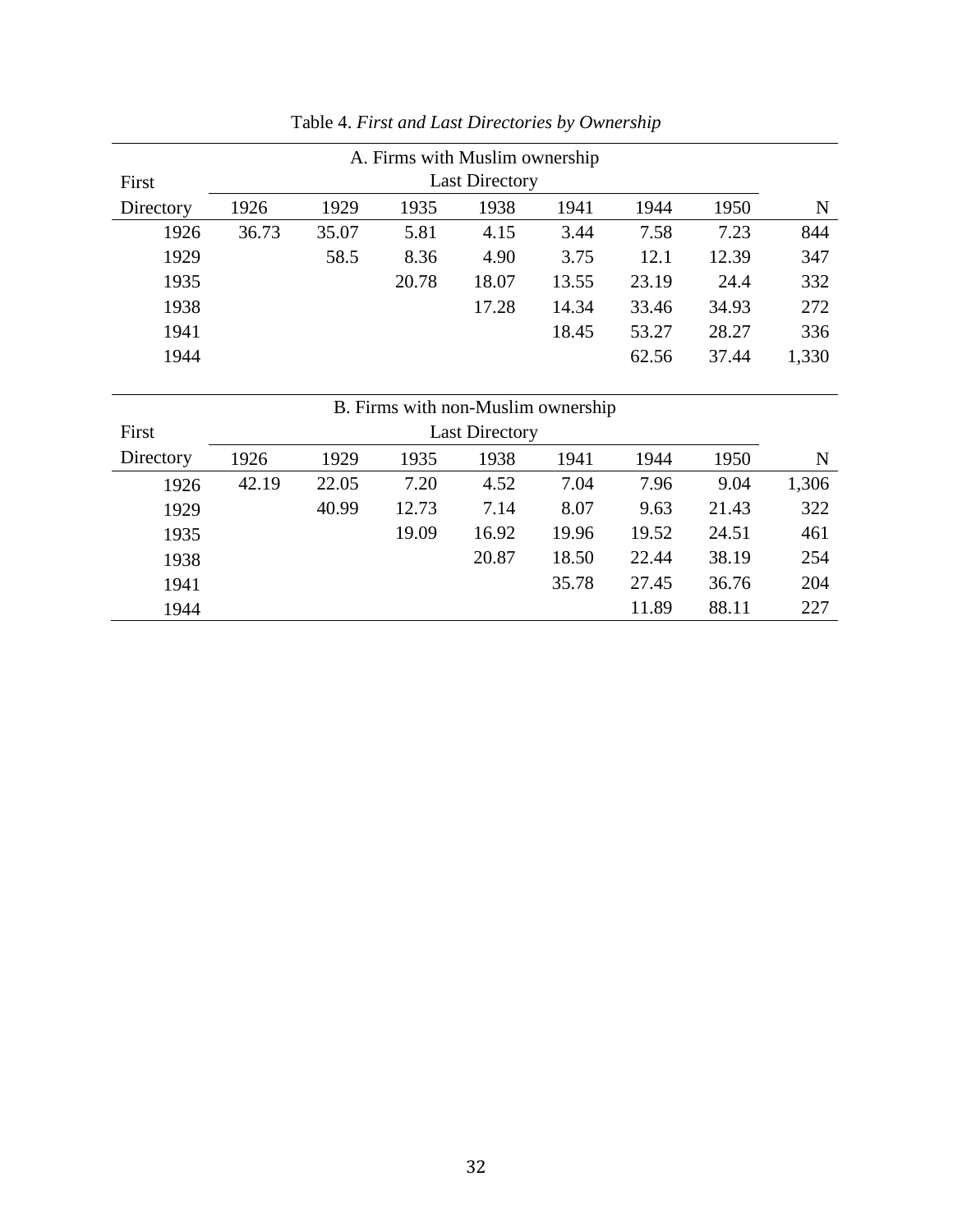Table 4. *First and Last Directories by Ownership*

| A. Firms with Muslim ownership | | | | | | | | |
|---|---|---|---|---|---|---|---|---|
| First | Last Directory | | | | | | | |
| Directory | 1926 | 1929 | 1935 | 1938 | 1941 | 1944 | 1950 | N |
| 1926 | 36.73 | 35.07 | 5.81 | 4.15 | 3.44 | 7.58 | 7.23 | 844 |
| 1929 | | 58.5 | 8.36 | 4.90 | 3.75 | 12.1 | 12.39 | 347 |
| 1935 | | | 20.78 | 18.07 | 13.55 | 23.19 | 24.4 | 332 |
| 1938 | | | | 17.28 | 14.34 | 33.46 | 34.93 | 272 |
| 1941 | | | | | 18.45 | 53.27 | 28.27 | 336 |
| 1944 | | | | | | 62.56 | 37.44 | 1,330 |

| B. Firms with non-Muslim ownership | | | | | | | | |
|---|---|---|---|---|---|---|---|---|
| First | Last Directory | | | | | | | |
| Directory | 1926 | 1929 | 1935 | 1938 | 1941 | 1944 | 1950 | N |
| 1926 | 42.19 | 22.05 | 7.20 | 4.52 | 7.04 | 7.96 | 9.04 | 1,306 |
| 1929 | | 40.99 | 12.73 | 7.14 | 8.07 | 9.63 | 21.43 | 322 |
| 1935 | | | 19.09 | 16.92 | 19.96 | 19.52 | 24.51 | 461 |
| 1938 | | | | 20.87 | 18.50 | 22.44 | 38.19 | 254 |
| 1941 | | | | | 35.78 | 27.45 | 36.76 | 204 |
| 1944 | | | | | | 11.89 | 88.11 | 227 |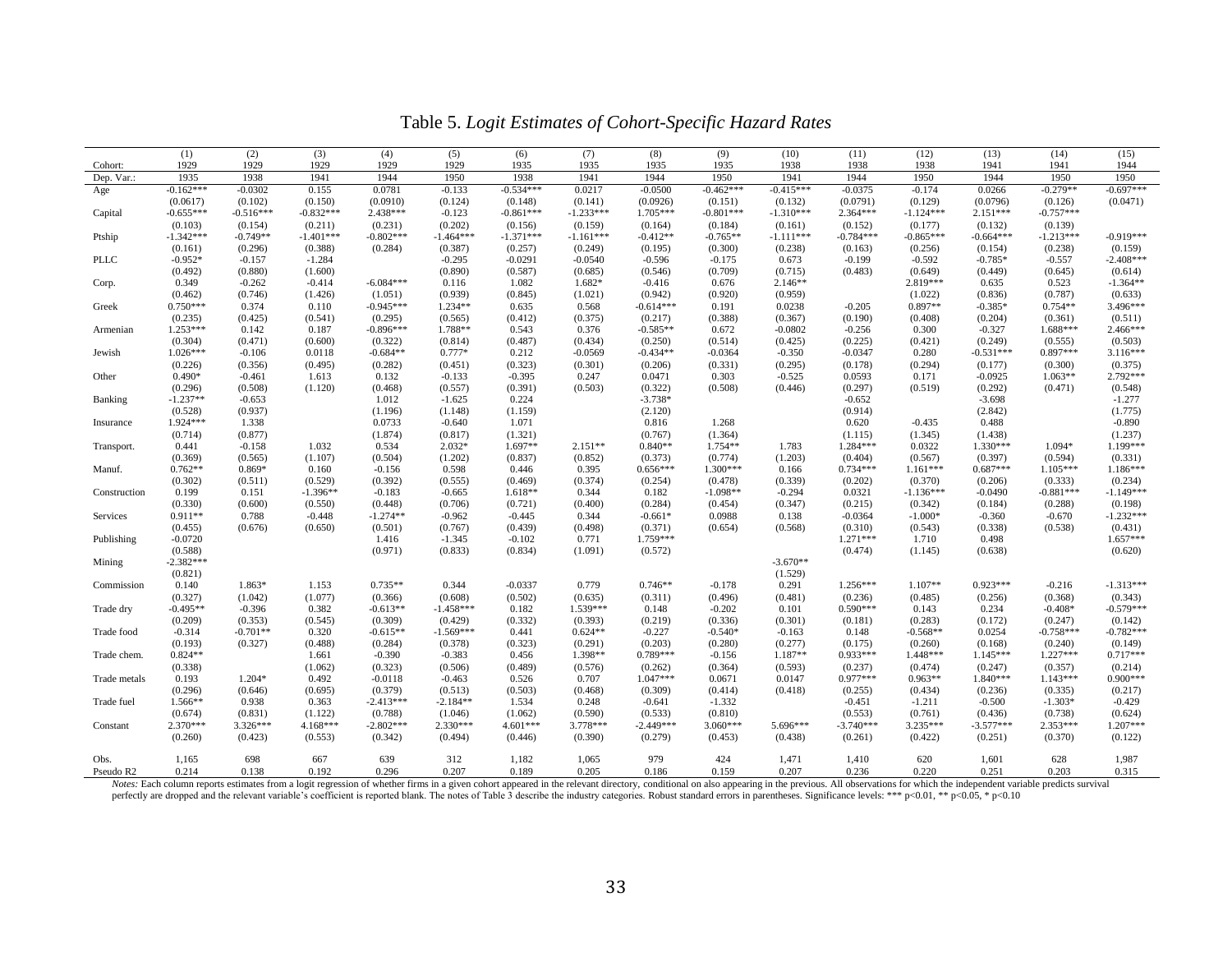# Table 5. *Logit Estimates of Cohort-Specific Hazard Rates*

| | (1) | (2) | (3) | (4) | (5) | (6) | (7) | (8) | (9) | (10) | (11) | (12) | (13) | (14) | (15) |
|---|---|---|---|---|---|---|---|---|---|---|---|---|---|---|---|
| Cohort: | 1929 | 1929 | 1929 | 1929 | 1929 | 1935 | 1935 | 1935 | 1935 | 1938 | 1938 | 1938 | 1941 | 1941 | 1944 |
| Dep. Var.: | 1935 | 1938 | 1941 | 1944 | 1950 | 1938 | 1941 | 1944 | 1950 | 1941 | 1944 | 1950 | 1944 | 1950 | 1950 |
| Age | -0.162*** | -0.0302 | 0.155 | 0.0781 | -0.133 | -0.534*** | 0.0217 | -0.0500 | -0.462*** | -0.415*** | -0.0375 | -0.174 | 0.0266 | -0.279** | -0.697*** |
| | (0.0617) | (0.102) | (0.150) | (0.0910) | (0.124) | (0.148) | (0.141) | (0.0926) | (0.151) | (0.132) | (0.0791) | (0.129) | (0.0796) | (0.126) | (0.0471) |
| Capital | -0.655*** | -0.516*** | -0.832*** | 2.438*** | -0.123 | -0.861*** | -1.233*** | 1.705*** | -0.801*** | -1.310*** | 2.364*** | -1.124*** | 2.151*** | -0.757*** | |
| | (0.103) | (0.154) | (0.211) | (0.231) | (0.202) | (0.156) | (0.159) | (0.164) | (0.184) | (0.161) | (0.152) | (0.177) | (0.132) | (0.139) | |
| Ptship | -1.342*** | -0.749** | -1.401*** | -0.802*** | -1.464*** | -1.371*** | -1.161*** | -0.412** | -0.765** | -1.111*** | -0.784*** | -0.865*** | -0.664*** | -1.213*** | -0.919*** |
| | (0.161) | (0.296) | (0.388) | (0.284) | (0.387) | (0.257) | (0.249) | (0.195) | (0.300) | (0.238) | (0.163) | (0.256) | (0.154) | (0.238) | (0.159) |
| PLLC | -0.952* | -0.157 | -1.284 | | -0.295 | -0.0291 | -0.0540 | -0.596 | -0.175 | 0.673 | -0.199 | -0.592 | -0.785* | -0.557 | -2.408*** |
| | (0.492) | (0.880) | (1.600) | | (0.890) | (0.587) | (0.685) | (0.546) | (0.709) | (0.715) | (0.483) | (0.649) | (0.449) | (0.645) | (0.614) |
| Corp. | 0.349 | -0.262 | -0.414 | -6.084*** | 0.116 | 1.082 | 1.682* | -0.416 | 0.676 | 2.146** | | 2.819*** | 0.635 | 0.523 | -1.364** |
| | (0.462) | (0.746) | (1.426) | (1.051) | (0.939) | (0.845) | (1.021) | (0.942) | (0.920) | (0.959) | | (1.022) | (0.836) | (0.787) | (0.633) |
| Greek | 0.750*** | 0.374 | 0.110 | -0.945*** | 1.234** | 0.635 | 0.568 | -0.614*** | 0.191 | 0.0238 | -0.205 | 0.897** | -0.385* | 0.754** | 3.496*** |
| | (0.235) | (0.425) | (0.541) | (0.295) | (0.565) | (0.412) | (0.375) | (0.217) | (0.388) | (0.367) | (0.190) | (0.408) | (0.204) | (0.361) | (0.511) |
| Armenian | 1.253*** | 0.142 | 0.187 | -0.896*** | 1.788** | 0.543 | 0.376 | -0.585** | 0.672 | -0.0802 | -0.256 | 0.300 | -0.327 | 1.688*** | 2.466*** |
| | (0.304) | (0.471) | (0.600) | (0.322) | (0.814) | (0.487) | (0.434) | (0.250) | (0.514) | (0.425) | (0.225) | (0.421) | (0.249) | (0.555) | (0.503) |
| Jewish | 1.026*** | -0.106 | 0.0118 | -0.684** | 0.777* | 0.212 | -0.0569 | -0.434** | -0.0364 | -0.350 | -0.0347 | 0.280 | -0.531*** | 0.897*** | 3.116*** |
| | (0.226) | (0.356) | (0.495) | (0.282) | (0.451) | (0.323) | (0.301) | (0.206) | (0.331) | (0.295) | (0.178) | (0.294) | (0.177) | (0.300) | (0.375) |
| Other | 0.490* | -0.461 | 1.613 | 0.132 | -0.133 | -0.395 | 0.247 | 0.0471 | 0.303 | -0.525 | 0.0593 | 0.171 | -0.0925 | 1.063** | 2.792*** |
| | (0.296) | (0.508) | (1.120) | (0.468) | (0.557) | (0.391) | (0.503) | (0.322) | (0.508) | (0.446) | (0.297) | (0.519) | (0.292) | (0.471) | (0.548) |
| Banking | -1.237** | -0.653 | | 1.012 | -1.625 | 0.224 | | -3.738* | | | -0.652 | | -3.698 | | -1.277 |
| | (0.528) | (0.937) | | (1.196) | (1.148) | (1.159) | | (2.120) | | | (0.914) | | (2.842) | | (1.775) |
| Insurance | 1.924*** | 1.338 | | 0.0733 | -0.640 | 1.071 | | 0.816 | 1.268 | | 0.620 | -0.435 | 0.488 | | -0.890 |
| | (0.714) | (0.877) | | (1.874) | (0.817) | (1.321) | | (0.767) | (1.364) | | (1.115) | (1.345) | (1.438) | | (1.237) |
| Transport. | 0.441 | -0.158 | 1.032 | 0.534 | 2.032* | 1.697** | 2.151** | 0.840** | 1.754** | 1.783 | 1.284*** | 0.0322 | 1.330*** | 1.094* | 1.199*** |
| | (0.369) | (0.565) | (1.107) | (0.504) | (1.202) | (0.837) | (0.852) | (0.373) | (0.774) | (1.203) | (0.404) | (0.567) | (0.397) | (0.594) | (0.331) |
| Manuf. | 0.762** | 0.869* | 0.160 | -0.156 | 0.598 | 0.446 | 0.395 | 0.656*** | 1.300*** | 0.166 | 0.734*** | 1.161*** | 0.687*** | 1.105*** | 1.186*** |
| | (0.302) | (0.511) | (0.529) | (0.392) | (0.555) | (0.469) | (0.374) | (0.254) | (0.478) | (0.339) | (0.202) | (0.370) | (0.206) | (0.333) | (0.234) |
| Construction | 0.199 | 0.151 | -1.396** | -0.183 | -0.665 | 1.618** | 0.344 | 0.182 | -1.098** | -0.294 | 0.0321 | -1.136*** | -0.0490 | -0.881*** | -1.149*** |
| | (0.330) | (0.600) | (0.550) | (0.448) | (0.706) | (0.721) | (0.400) | (0.284) | (0.454) | (0.347) | (0.215) | (0.342) | (0.184) | (0.288) | (0.198) |
| Services | 0.911** | 0.788 | -0.448 | -1.274** | -0.962 | -0.445 | 0.344 | -0.661* | 0.0988 | 0.138 | -0.0364 | -1.000* | -0.360 | -0.670 | -1.232*** |
| | (0.455) | (0.676) | (0.650) | (0.501) | (0.767) | (0.439) | (0.498) | (0.371) | (0.654) | (0.568) | (0.310) | (0.543) | (0.338) | (0.538) | (0.431) |
| Publishing | -0.0720 | | | 1.416 | -1.345 | -0.102 | 0.771 | 1.759*** | | | 1.271*** | 1.710 | 0.498 | | 1.657*** |
| | (0.588) | | | (0.971) | (0.833) | (0.834) | (1.091) | (0.572) | | | (0.474) | (1.145) | (0.638) | | (0.620) |
| Mining | -2.382*** | | | | | | | | | -3.670** | | | | | |
| | (0.821) | | | | | | | | | (1.529) | | | | | |
| Commission | 0.140 | 1.863* | 1.153 | 0.735** | 0.344 | -0.0337 | 0.779 | 0.746** | -0.178 | 0.291 | 1.256*** | 1.107** | 0.923*** | -0.216 | -1.313*** |
| | (0.327) | (1.042) | (1.077) | (0.366) | (0.608) | (0.502) | (0.635) | (0.311) | (0.496) | (0.481) | (0.236) | (0.485) | (0.256) | (0.368) | (0.343) |
| Trade dry | -0.495** | -0.396 | 0.382 | -0.613** | -1.458*** | 0.182 | 1.539*** | 0.148 | -0.202 | 0.101 | 0.590*** | 0.143 | 0.234 | -0.408* | -0.579*** |
| | (0.209) | (0.353) | (0.545) | (0.309) | (0.429) | (0.332) | (0.393) | (0.219) | (0.336) | (0.301) | (0.181) | (0.283) | (0.172) | (0.247) | (0.142) |
| Trade food | -0.314 | -0.701** | 0.320 | -0.615** | -1.569*** | 0.441 | 0.624** | -0.227 | -0.540* | -0.163 | 0.148 | -0.568** | 0.0254 | -0.758*** | -0.782*** |
| | (0.193) | (0.327) | (0.488) | (0.284) | (0.378) | (0.323) | (0.291) | (0.203) | (0.280) | (0.277) | (0.175) | (0.260) | (0.168) | (0.240) | (0.149) |
| Trade chem. | 0.824** | | 1.661 | -0.390 | -0.383 | 0.456 | 1.398** | 0.789*** | -0.156 | 1.187** | 0.933*** | 1.448*** | 1.145*** | 1.227*** | 0.717*** |
| | (0.338) | | (1.062) | (0.323) | (0.506) | (0.489) | (0.576) | (0.262) | (0.364) | (0.593) | (0.237) | (0.474) | (0.247) | (0.357) | (0.214) |
| Trade metals | 0.193 | 1.204* | 0.492 | -0.0118 | -0.463 | 0.526 | 0.707 | 1.047*** | 0.0671 | 0.0147 | 0.977*** | 0.963** | 1.840*** | 1.143*** | 0.900*** |
| | (0.296) | (0.646) | (0.695) | (0.379) | (0.513) | (0.503) | (0.468) | (0.309) | (0.414) | (0.418) | (0.255) | (0.434) | (0.236) | (0.335) | (0.217) |
| Trade fuel | 1.566** | 0.938 | 0.363 | -2.413*** | -2.184** | 1.534 | 0.248 | -0.641 | -1.332 | | -0.451 | -1.211 | -0.500 | -1.303* | -0.429 |
| | (0.674) | (0.831) | (1.122) | (0.788) | (1.046) | (1.062) | (0.590) | (0.533) | (0.810) | | (0.553) | (0.761) | (0.436) | (0.738) | (0.624) |
| Constant | 2.370*** | 3.326*** | 4.168*** | -2.802*** | 2.330*** | 4.601*** | 3.778*** | -2.449*** | 3.060*** | 5.696*** | -3.740*** | 3.235*** | -3.577*** | 2.353*** | 1.207*** |
| | (0.260) | (0.423) | (0.553) | (0.342) | (0.494) | (0.446) | (0.390) | (0.279) | (0.453) | (0.438) | (0.261) | (0.422) | (0.251) | (0.370) | (0.122) |
| Obs. | 1,165 | 698 | 667 | 639 | 312 | 1,182 | 1,065 | 979 | 424 | 1,471 | 1,410 | 620 | 1,601 | 628 | 1,987 |
| Pseudo R2 | 0.214 | 0.138 | 0.192 | 0.296 | 0.207 | 0.189 | 0.205 | 0.186 | 0.159 | 0.207 | 0.236 | 0.220 | 0.251 | 0.203 | 0.315 |

*Notes:* Each column reports estimates from a logit regression of whether firms in a given cohort appeared in the relevant directory, conditional on also appearing in the previous. All observations for which the independent variable predicts survival perfectly are dropped and the relevant variable's coefficient is reported blank. The notes of Table 3 describe the industry categories. Robust standard errors in parentheses. Significance levels: *** p<0.01, ** p<0.05, * p<0.10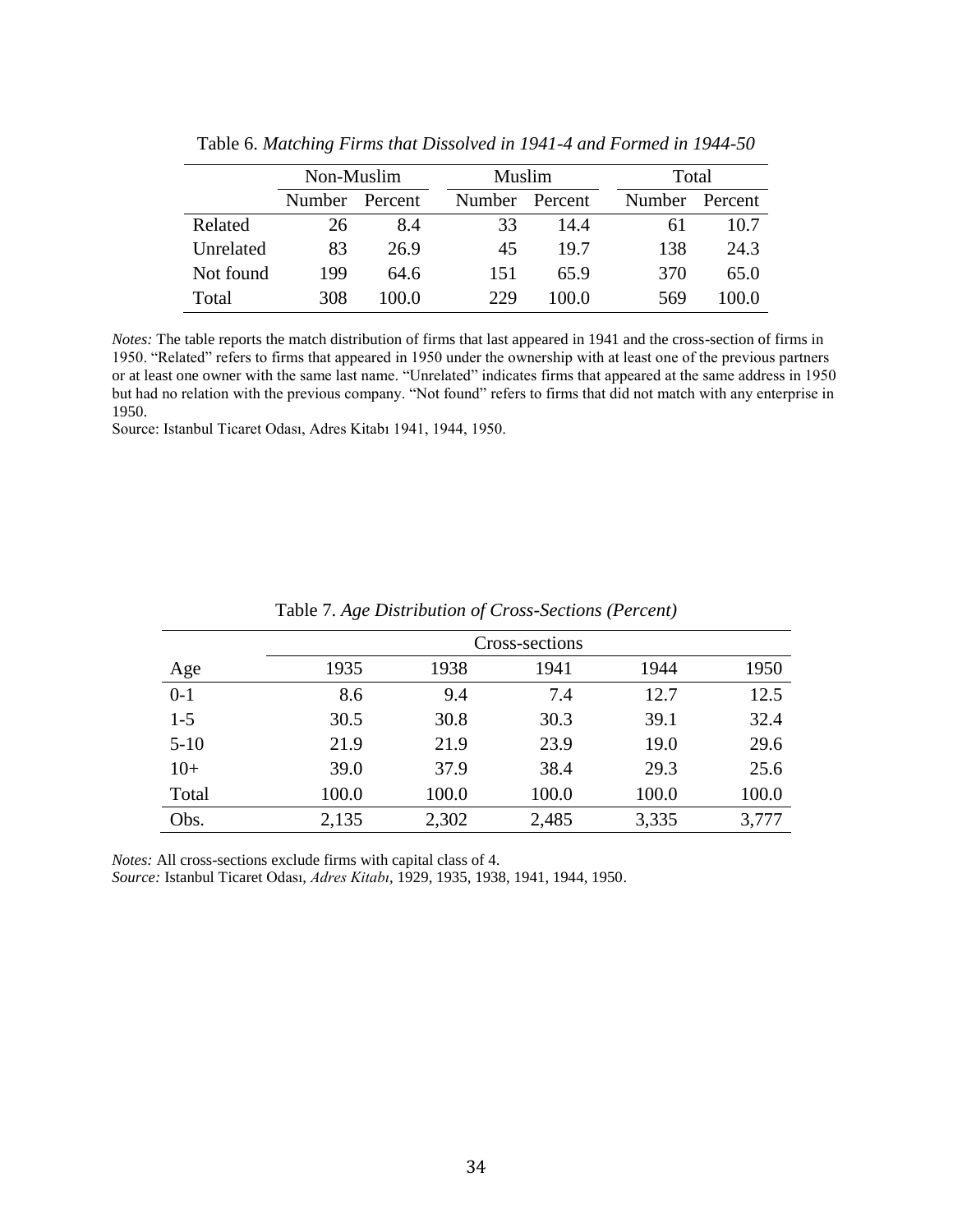Table 6. *Matching Firms that Dissolved in 1941-4 and Formed in 1944-50*

| | Non-Muslim | | Muslim | | Total | |
|---|---|---|---|---|---|---|
| | Number | Percent | Number | Percent | Number | Percent |
| Related | 26 | 8.4 | 33 | 14.4 | 61 | 10.7 |
| Unrelated | 83 | 26.9 | 45 | 19.7 | 138 | 24.3 |
| Not found | 199 | 64.6 | 151 | 65.9 | 370 | 65.0 |
| Total | 308 | 100.0 | 229 | 100.0 | 569 | 100.0 |

*Notes:* The table reports the match distribution of firms that last appeared in 1941 and the cross-section of firms in 1950. "Related" refers to firms that appeared in 1950 under the ownership with at least one of the previous partners or at least one owner with the same last name. "Unrelated" indicates firms that appeared at the same address in 1950 but had no relation with the previous company. "Not found" refers to firms that did not match with any enterprise in 1950.
Source: Istanbul Ticaret Odası, Adres Kitabı 1941, 1944, 1950.

Table 7. *Age Distribution of Cross-Sections (Percent)*

| | Cross-sections | | | | |
|---|---|---|---|---|---|
| Age | 1935 | 1938 | 1941 | 1944 | 1950 |
| 0-1 | 8.6 | 9.4 | 7.4 | 12.7 | 12.5 |
| 1-5 | 30.5 | 30.8 | 30.3 | 39.1 | 32.4 |
| 5-10 | 21.9 | 21.9 | 23.9 | 19.0 | 29.6 |
| 10+ | 39.0 | 37.9 | 38.4 | 29.3 | 25.6 |
| Total | 100.0 | 100.0 | 100.0 | 100.0 | 100.0 |
| Obs. | 2,135 | 2,302 | 2,485 | 3,335 | 3,777 |

*Notes:* All cross-sections exclude firms with capital class of 4.
*Source:* Istanbul Ticaret Odası, *Adres Kitabı*, 1929, 1935, 1938, 1941, 1944, 1950.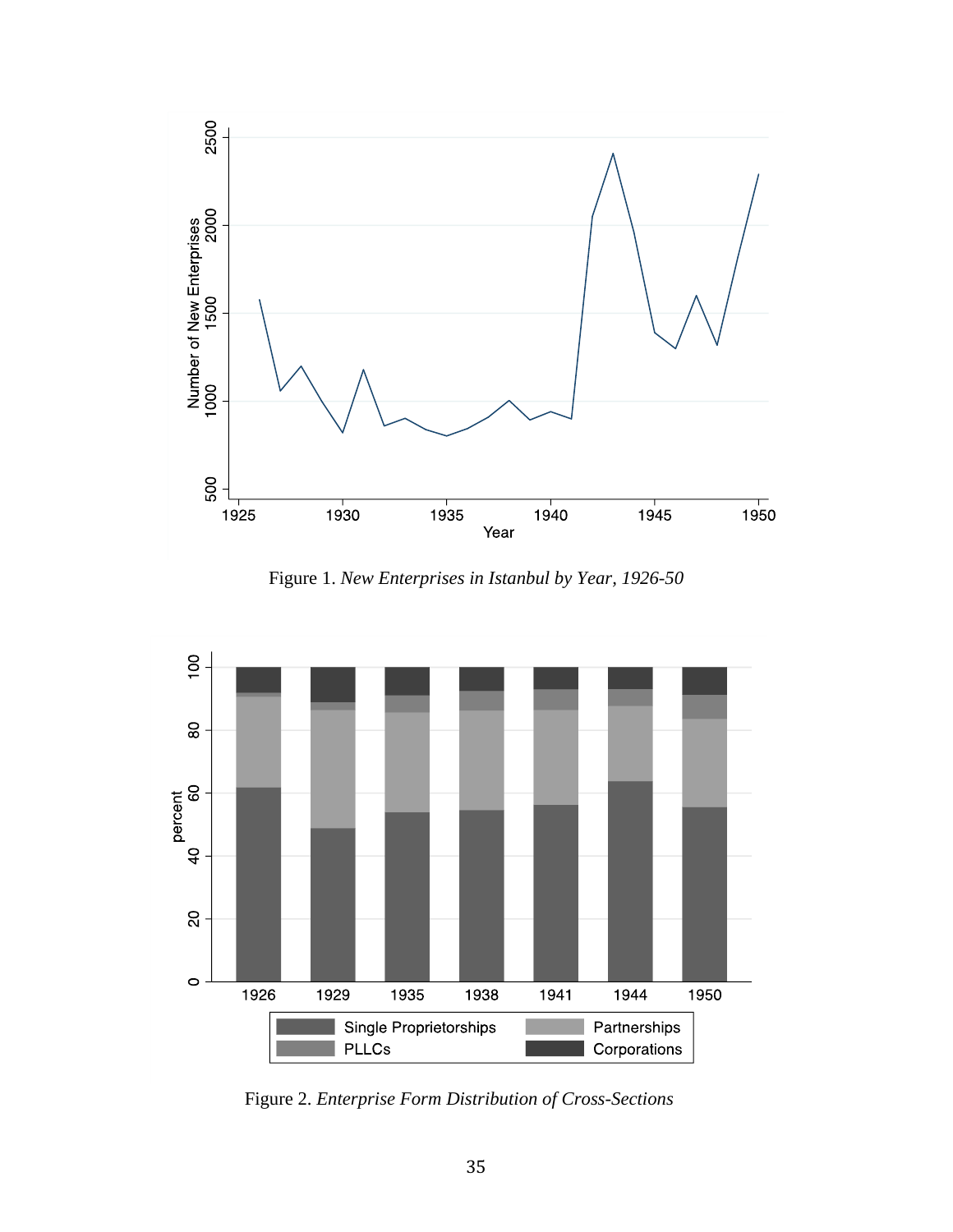Figure 1. *New Enterprises in Istanbul by Year, 1926-50*

Figure 2. *Enterprise Form Distribution of Cross-Sections*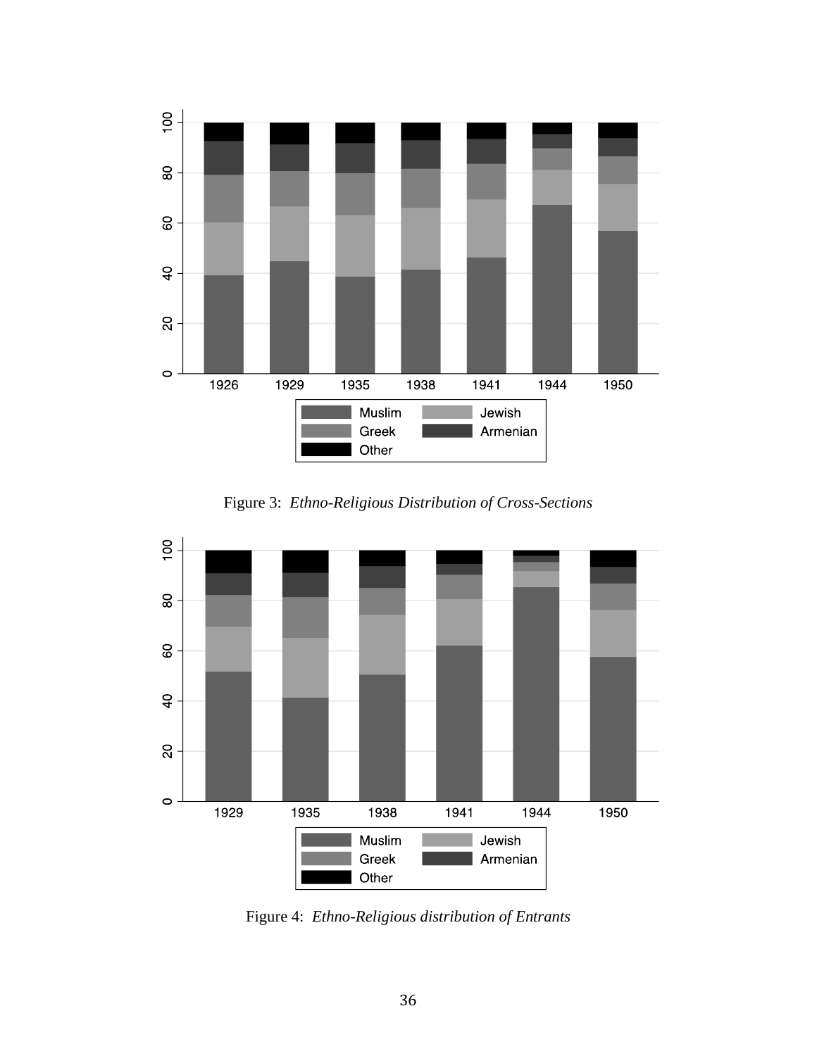Figure 3: *Ethno-Religious Distribution of Cross-Sections*

Figure 4: *Ethno-Religious distribution of Entrants*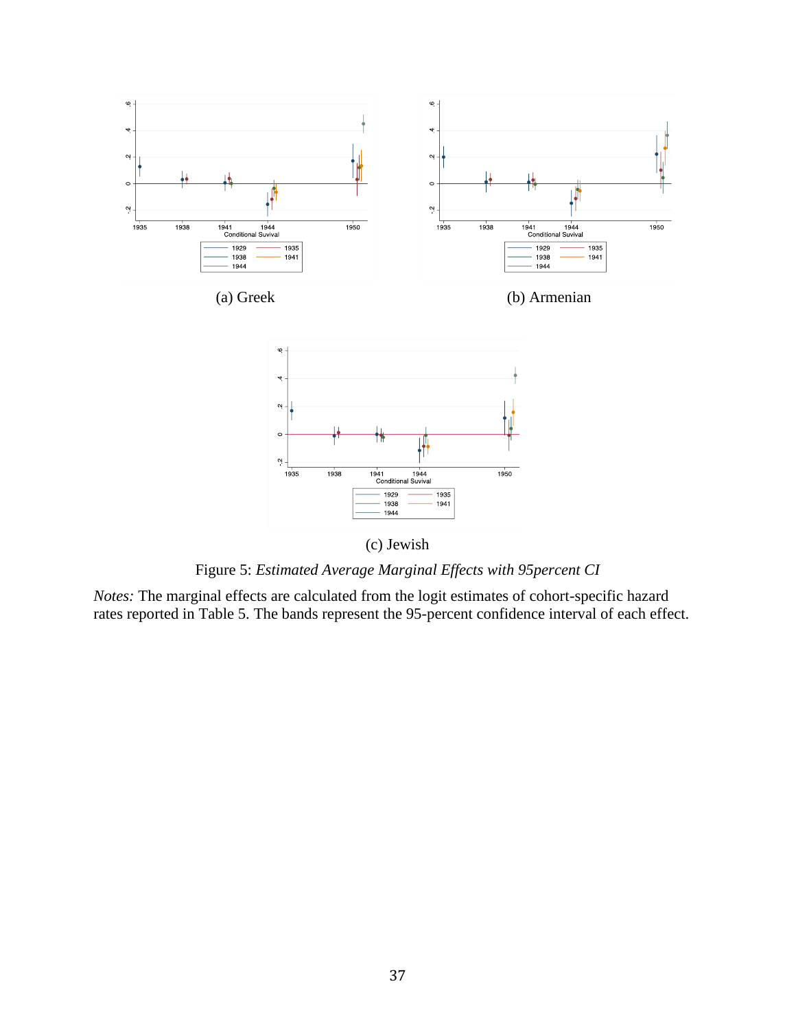.6
.4
.2
0
-.2
1935 1938 1941 1944 1950
Conditional Suvival
1929 1935
1938 1941
1944

(a) Greek

.6
.4
.2
0
-.2
1935 1938 1941 1944 1950
Conditional Suvival
1929 1935
1938 1941
1944

(b) Armenian

.6
.4
.2
0
-.2
1935 1938 1941 1944 1950
Conditional Suvival
1929 1935
1938 1941
1944

(c) Jewish

Figure 5: *Estimated Average Marginal Effects with 95percent CI*

*Notes:* The marginal effects are calculated from the logit estimates of cohort-specific hazard rates reported in Table 5. The bands represent the 95-percent confidence interval of each effect.